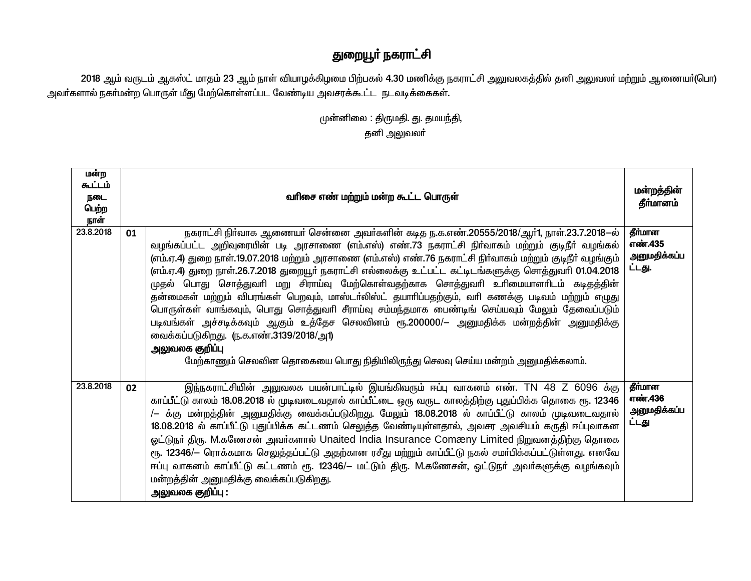# துறையூர் நகராட்சி

2018 ஆம் வருடம் ஆகஸ்ட் மாதம் 23 ஆம் நாள் வியாழக்கிழமை பிற்பகல் 4.30 மணிக்கு நகராட்சி அலுவலகத்தில் தனி அலுவலர் மற்றும் ஆணையர்(பொ) அவர்களால் நகர்மன்ற பொருள் மீது மேற்கொள்ளப்பட வேண்டிய அவசரக்கூட்ட நடவடிக்கைகள்.

முன்னிலை : திருமதி. து. தமயந்தி,
தனி அலுவலர்

| மன்ற கூட்டம் நடை பெற்ற நாள் | வரிசை எண் மற்றும் மன்ற கூட்ட பொருள் | | மன்றத்தின் தீர்மானம் |
|---|---|---|---|
| 23.8.2018 | 01 | நகராட்சி நிர்வாக ஆணையர் சென்னை அவர்களின் கடித ந.க.எண்.20555/2018/ஆர்1, நாள்.23.7.2018–ல் வழங்கப்பட்ட அறிவுரையின் படி அரசாணை (எம்.எஸ்) எண்.73 நகராட்சி நிர்வாகம் மற்றும் குடிநீர் வழங்கல் (எம்.ஏ.4) துறை நாள்.19.07.2018 மற்றும் அரசாணை (எம்.எஸ்) எண்.76 நகராட்சி நிர்வாகம் மற்றும் குடிநீர் வழங்கும் (எம்.ஏ.4) துறை நாள்.26.7.2018 துறையூர் நகராட்சி எல்லைக்கு உட்பட்ட கட்டிடங்களுக்கு சொத்துவரி 01.04.2018 முதல் பொது சொத்துவரி மறு சிராய்வு மேற்கொள்வதற்காக சொத்துவரி உரிமையாளரிடம் கடிதத்தின் தன்மைகள் மற்றும் விபரங்கள் பெறவும், மாஸ்டர்லிஸ்ட் தயாரிப்பதற்கும், வரி கணக்கு படிவம் மற்றும் எழுது பொருள்கள் வாங்கவும், பொது சொத்துவரி சீராய்வு சம்மந்தமாக பைண்டிங் செய்யவும் மேலும் தேவைப்படும் படிவங்கள் அச்சடிக்கவும் ஆகும் உத்தேச செலவினம் ரூ.200000/– அனுமதிக்க மன்றத்தின் அனுமதிக்கு வைக்கப்படுகிறது. (ந.க.எண்.3139/2018/அ1)<br>**அலுவலக குறிப்பு**<br>மேற்காணும் செலவின தொகையை பொது நிதியிலிருந்து செலவு செய்ய மன்றம் அனுமதிக்கலாம். | **தீர்மான எண்.435 அனுமதிக்கப்பட்டது.** |
| 23.8.2018 | 02 | இந்நகராட்சியின் அலுவலக பயன்பாட்டில் இயங்கிவரும் ஈப்பு வாகனம் எண். TN 48 Z 6096 க்கு காப்பீட்டு காலம் 18.08.2018 ல் முடிவடைவதால் காப்பீட்டை ஒரு வருட காலத்திற்கு புதுப்பிக்க தொகை ரூ. 12346 /– க்கு மன்றத்தின் அனுமதிக்கு வைக்கப்படுகிறது. மேலும் 18.08.2018 ல் காப்பீட்டு காலம் முடிவடைவதால் 18.08.2018 ல் காப்பீட்டு புதுப்பிக்க கட்டணம் செலுத்த வேண்டியுள்ளதால், அவசர அவசியம் கருதி ஈப்புவாகன ஓட்டுநர் திரு. M.கணேசன் அவர்களால் Unaited India Insurance Comaeny Limited நிறுவனத்திற்கு தொகை ரூ. 12346/– ரொக்கமாக செலுத்தப்பட்டு அதற்கான ரசீது மற்றும் காப்பீட்டு நகல் சமர்பிக்கப்பட்டுள்ளது. எனவே ஈப்பு வாகனம் காப்பீட்டு கட்டணம் ரூ. 12346/– மட்டும் திரு. M.கணேசன், ஓட்டுநர் அவர்களுக்கு வழங்கவும் மன்றத்தின் அனுமதிக்கு வைக்கப்படுகிறது.<br>**அலுவலக குறிப்பு :** | **தீர்மான எண்.436 அனுமதிக்கப்பட்டது** |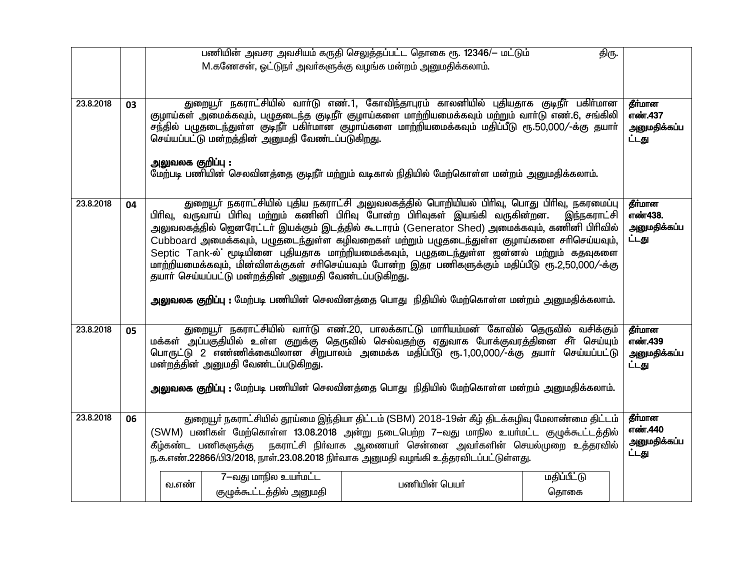| | | | |
|---|---|---|---|
| | | பணியின் அவசர அவசியம் கருதி செலுத்தப்பட்ட தொகை ரூ. 12346/– மட்டும் திரு. M.கணேசன், ஓட்டுநர் அவர்களுக்கு வழங்க மன்றம் அனுமதிக்கலாம். | |
| 23.8.2018 | 03 | துறையூர் நகராட்சியில் வார்டு எண்.1, கோவிந்தாபுரம் காலனியில் புதியதாக குடிநீர் பகிர்மான குழாய்கள் அமைக்கவும், பழுதடைந்த குடிநீர் குழாய்களை மாற்றியமைக்கவும் மற்றும் வார்டு எண்.6, சங்கிலி சந்தில் பழுதடைந்துள்ள குடிநீர் பகிர்மான குழாய்களை மாற்றியமைக்கவும் மதிப்பீடு ரூ.50,000/-க்கு தயார் செய்யப்பட்டு மன்றத்தின் அனுமதி வேண்டப்படுகிறது.<br><br>**அலுவலக குறிப்பு :**<br>மேற்படி பணியின் செலவினத்தை குடிநீர் மற்றும் வடிகால் நிதியில் மேற்கொள்ள மன்றம் அனுமதிக்கலாம். | **தீர்மான எண்.437 அனுமதிக்கப்பட்டது** |
| 23.8.2018 | 04 | துறையூர் நகராட்சியில் புதிய நகராட்சி அலுவலகத்தில் பொறியியல் பிரிவு, பொது பிரிவு, நகரமைப்பு பிரிவு, வருவாய் பிரிவு மற்றும் கணினி பிரிவு போன்ற பிரிவுகள் இயங்கி வருகின்றன. இந்நகராட்சி அலுவலகத்தில் ஜெனரேட்டர் இயக்கும் இடத்தில் கூடாரம் (Generator Shed) அமைக்கவும், கணினி பிரிவில் Cubboard அமைக்கவும், பழுதடைந்துள்ள கழிவறைகள் மற்றும் பழுதடைந்துள்ள குழாய்களை சரிசெய்யவும், Septic Tank-ல் மூடியினை புதியதாக மாற்றியமைக்கவும், பழுதடைந்துள்ள ஜன்னல் மற்றும் கதவுகளை மாற்றியமைக்கவும், மின்விளக்குகள் சரிசெய்யவும் போன்ற இதர பணிகளுக்கும் மதிப்பீடு ரூ.2,50,000/-க்கு தயார் செய்யப்பட்டு மன்றத்தின் அனுமதி வேண்டப்படுகிறது.<br><br>**அலுவலக குறிப்பு :** மேற்படி பணியின் செலவினத்தை பொது நிதியில் மேற்கொள்ள மன்றம் அனுமதிக்கலாம். | **தீர்மான எண்438. அனுமதிக்கப்பட்டது** |
| 23.8.2018 | 05 | துறையூர் நகராட்சியில் வார்டு எண்.20, பாலக்காட்டு மாரியம்மன் கோவில் தெருவில் வசிக்கும் மக்கள் அப்பகுதியில் உள்ள குறுக்கு தெருவில் செல்வதற்கு ஏதுவாக போக்குவரத்தினை சீர் செய்யும் பொருட்டு 2 எண்ணிக்கையிலான சிறுபாலம் அமைக்க மதிப்பீடு ரூ.1,00,000/-க்கு தயார் செய்யப்பட்டு மன்றத்தின் அனுமதி வேண்டப்படுகிறது.<br><br>**அலுவலக குறிப்பு :** மேற்படி பணியின் செலவினத்தை பொது நிதியில் மேற்கொள்ள மன்றம் அனுமதிக்கலாம். | **தீர்மான எண்.439 அனுமதிக்கப்பட்டது** |
| 23.8.2018 | 06 | துறையூர் நகராட்சியில் தூய்மை இந்தியா திட்டம் (SBM) 2018-19ன் கீழ் திடக்கழிவு மேலாண்மை திட்டம் (SWM) பணிகள் மேற்கொள்ள 13.08.2018 அன்று நடைபெற்ற 7–வது மாநில உயர்மட்ட குழுக்கூட்டத்தில் கீழ்கண்ட பணிகளுக்கு நகராட்சி நிர்வாக ஆணையர் சென்னை அவர்களின் செயல்முறை உத்தரவில் ந.க.எண்.22866/பி3/2018, நாள்.23.08.2018 நிர்வாக அனுமதி வழங்கி உத்தரவிடப்பட்டுள்ளது. | **தீர்மான எண்.440 அனுமதிக்கப்பட்டது** |

| வ.எண் | 7–வது மாநில உயர்மட்ட குழுக்கூட்டத்தில் அனுமதி | பணியின் பெயர் | மதிப்பீட்டு தொகை |
|---|---|---|---|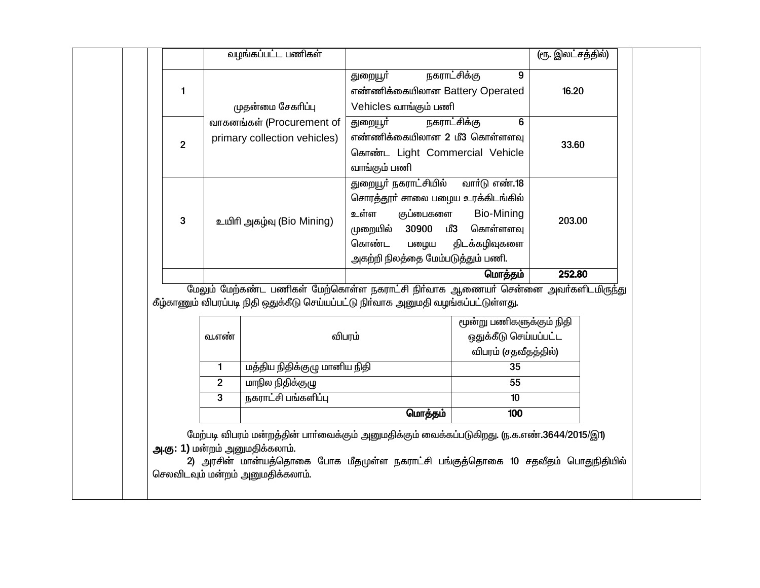| | வழங்கப்பட்ட பணிகள் | | (ரூ. இலட்சத்தில்) |
|---|---|---|---|
| 1 | முதன்மை சேகரிப்பு வாகனங்கள் (Procurement of primary collection vehicles) | துறையூர் நகராட்சிக்கு 9 எண்ணிக்கையிலான Battery Operated Vehicles வாங்கும் பணி | 16.20 |
| 2 | | துறையூர் நகராட்சிக்கு 6 எண்ணிக்கையிலான 2 மீ3 கொள்ளளவு கொண்ட Light Commercial Vehicle வாங்கும் பணி | 33.60 |
| 3 | உயிரி அகழ்வு (Bio Mining) | துறையூர் நகராட்சியில் வார்டு எண்.18 சொரத்தூர் சாலை பழைய உரக்கிடங்கில் உள்ள குப்பைகளை Bio-Mining முறையில் 30900 மீ3 கொள்ளளவு கொண்ட பழைய திடக்கழிவுகளை அகற்றி நிலத்தை மேம்படுத்தும் பணி. | 203.00 |
| | | **மொத்தம்** | **252.80** |

மேலும் மேற்கண்ட பணிகள் மேற்கொள்ள நகராட்சி நிர்வாக ஆணையர் சென்னை அவர்களிடமிருந்து கீழ்காணும் விபரப்படி நிதி ஒதுக்கீடு செய்யப்பட்டு நிர்வாக அனுமதி வழங்கப்பட்டுள்ளது.

| வ.எண் | விபரம் | மூன்று பணிகளுக்கும் நிதி ஒதுக்கீடு செய்யப்பட்ட விபரம் (சதவீதத்தில்) |
|---|---|---|
| 1 | மத்திய நிதிக்குழு மானிய நிதி | 35 |
| 2 | மாநில நிதிக்குழு | 55 |
| 3 | நகராட்சி பங்களிப்பு | 10 |
| | **மொத்தம்** | **100** |

மேற்படி விபரம் மன்றத்தின் பார்வைக்கும் அனுமதிக்கும் வைக்கப்படுகிறது. (ந.க.எண்.3644/2015/இ1)

**அ.கு: 1)** மன்றம் அனுமதிக்கலாம்.

2) அரசின் மான்யத்தொகை போக மீதமுள்ள நகராட்சி பங்குத்தொகை 10 சதவீதம் பொதுநிதியில் செலவிடவும் மன்றம் அனுமதிக்கலாம்.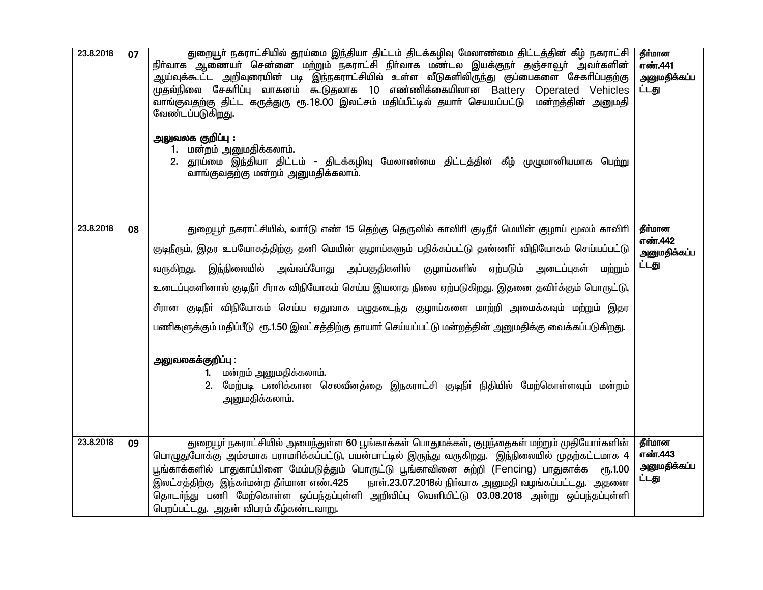| | | | |
|---|---|---|---|
| 23.8.2018 | 07 | துறையூர் நகராட்சியில் தூய்மை இந்தியா திட்டம் திடக்கழிவு மேலாண்மை திட்டத்தின் கீழ் நகராட்சி நிர்வாக ஆணையர் சென்னை மற்றும் நகராட்சி நிர்வாக மண்டல இயக்குநர் தஞ்சாவூர் அவர்களின் ஆய்வுக்கூட்ட அறிவுரையின் படி இந்நகராட்சியில் உள்ள வீடுகளிலிருந்து குப்பைகளை சேகரிப்பதற்கு முதல்நிலை சேகரிப்பு வாகனம் கூடுதலாக 10 எண்ணிக்கையிலான Battery Operated Vehicles வாங்குவதற்கு திட்ட கருத்துரு ரூ.18.00 இலட்சம் மதிப்பீட்டில் தயார் செயயப்பட்டு மன்றத்தின் அனுமதி வேண்டப்படுகிறது.<br><br>**அலுவலக குறிப்பு :**<br>1. மன்றம் அனுமதிக்கலாம்.<br>2. தூய்மை இந்தியா திட்டம் - திடக்கழிவு மேலாண்மை திட்டத்தின் கீழ் முழுமானியமாக பெற்று வாங்குவதற்கு மன்றம் அனுமதிக்கலாம். | **தீர்மான எண்.441 அனுமதிக்கப்பட்டது** |
| 23.8.2018 | 08 | துறையூர் நகராட்சியில், வார்டு எண் 15 தெற்கு தெருவில் காவிரி குடிநீர் மெயின் குழாய் மூலம் காவிரி குடிநீரும், இதர உபயோகத்திற்கு தனி மெயின் குழாய்களும் பதிக்கப்பட்டு தண்ணீர் விநியோகம் செய்யப்பட்டு வருகிறது. இந்நிலையில் அவ்வப்போது அப்பகுதிகளில் குழாய்களில் ஏற்படும் அடைப்புகள் மற்றும் உடைப்புகளினால் குடிநீர் சீராக விநியோகம் செய்ய இயலாத நிலை ஏற்படுகிறது. இதனை தவிர்க்கும் பொருட்டு, சீரான குடிநீர் விநியோகம் செய்ய ஏதுவாக பழுதடைந்த குழாய்களை மாற்றி அமைக்கவும் மற்றும் இதர பணிகளுக்கும் மதிப்பீடு ரூ.1.50 இலட்சத்திற்கு தாயார் செய்யப்பட்டு மன்றத்தின் அனுமதிக்கு வைக்கப்படுகிறது.<br><br>**அலுவலகக்குறிப்பு :**<br>1. மன்றம் அனுமதிக்கலாம்.<br>2. மேற்படி பணிக்கான செலவீனத்தை இநகராட்சி குடிநீர் நிதியில் மேற்கொள்ளவும் மன்றம் அனுமதிக்கலாம். | **தீர்மான எண்.442 அனுமதிக்கப்பட்டது** |
| 23.8.2018 | 09 | துறையூர் நகராட்சியில் அமைந்துள்ள 60 பூங்காக்கள் பொதுமக்கள், குழந்தைகள் மற்றும் முதியோர்களின் பொழுதுபோக்கு அம்சமாக பராமரிக்கப்பட்டு, பயன்பாட்டில் இருந்து வருகிறது. இந்நிலையில் முதற்கட்டமாக 4 பூங்காக்களில் பாதுகாப்பினை மேம்படுத்தும் பொருட்டு பூங்காவினை சுற்றி (Fencing) பாதுகாக்க ரூ.1.00 இலட்சத்திற்கு இந்கர்மன்ற தீர்மான எண்.425 நாள்.23.07.2018ல் நிர்வாக அனுமதி வழங்கப்பட்டது. அதனை தொடர்ந்து பணி மேற்கொள்ள ஒப்பந்தப்புள்ளி அறிவிப்பு வெளியிட்டு 03.08.2018 அன்று ஒப்பந்தப்புள்ளி பெறப்பட்டது. அதன் விபரம் கீழ்கண்டவாறு. | **தீர்மான எண்.443 அனுமதிக்கப்பட்டது** |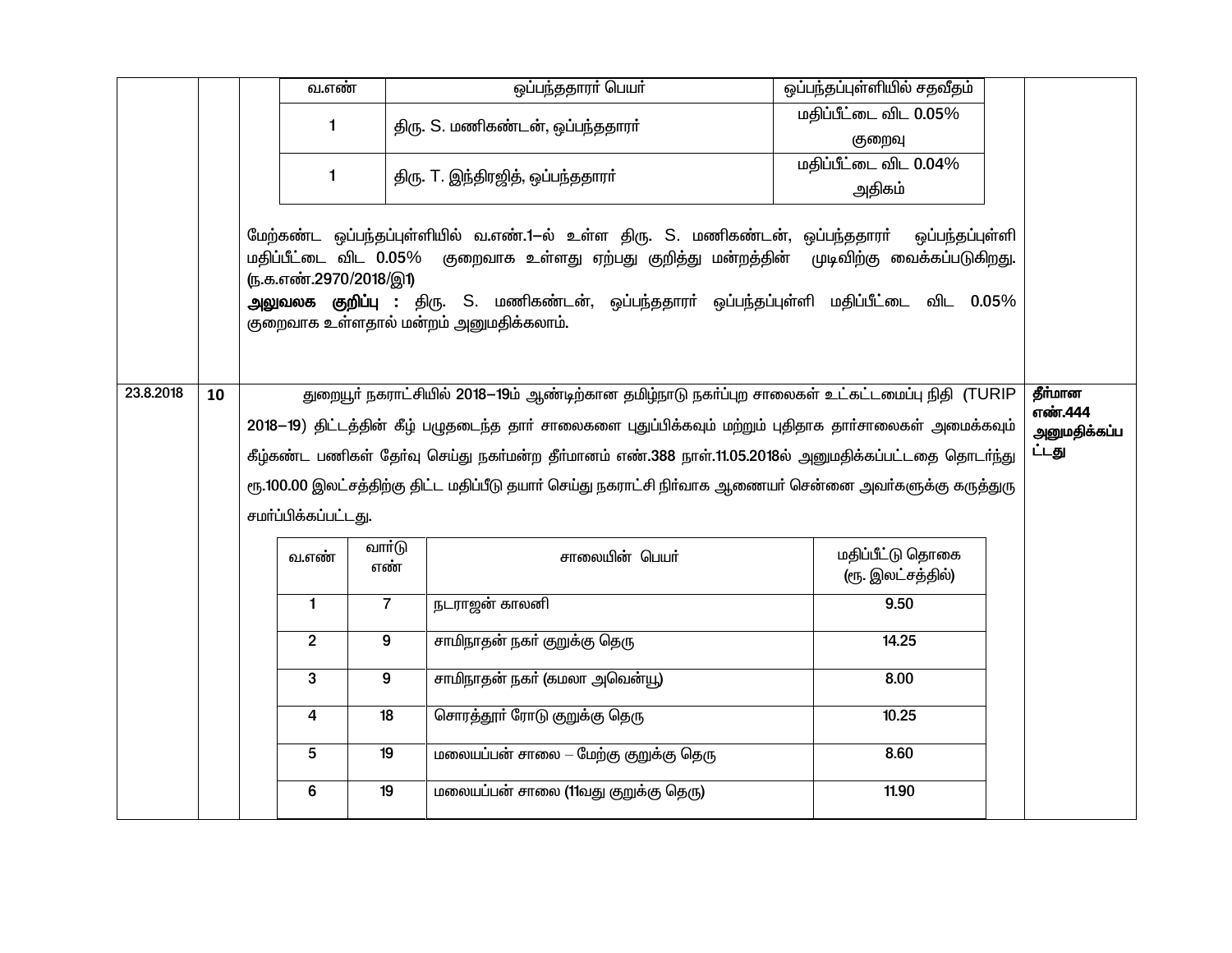| | | | |
|---|---|---|---|
| | | <table><tr><th>வ.எண்</th><th>ஒப்பந்ததாரர் பெயர்</th><th>ஒப்பந்தப்புள்ளியில் சதவீதம்</th></tr><tr><td>1</td><td>திரு. S. மணிகண்டன், ஒப்பந்ததாரர்</td><td>மதிப்பீட்டை விட 0.05% குறைவு</td></tr><tr><td>1</td><td>திரு. T. இந்திரஜித், ஒப்பந்ததாரர்</td><td>மதிப்பீட்டை விட 0.04% அதிகம்</td></tr></table> மேற்கண்ட ஒப்பந்தப்புள்ளியில் வ.எண்.1–ல் உள்ள திரு. S. மணிகண்டன், ஒப்பந்ததாரர் ஒப்பந்தப்புள்ளி மதிப்பீட்டை விட 0.05% குறைவாக உள்ளது ஏற்பது குறித்து மன்றத்தின் முடிவிற்கு வைக்கப்படுகிறது. (ந.க.எண்.2970/2018/இ1)<br>**அலுவலக குறிப்பு :** திரு. S. மணிகண்டன், ஒப்பந்ததாரர் ஒப்பந்தப்புள்ளி மதிப்பீட்டை விட 0.05% குறைவாக உள்ளதால் மன்றம் அனுமதிக்கலாம். | |
| 23.8.2018 | **10** | துறையூர் நகராட்சியில் 2018–19ம் ஆண்டிற்கான தமிழ்நாடு நகர்ப்புற சாலைகள் உட்கட்டமைப்பு நிதி (TURIP 2018–19) திட்டத்தின் கீழ் பழுதடைந்த தார் சாலைகளை புதுப்பிக்கவும் மற்றும் புதிதாக தார்சாலைகள் அமைக்கவும் கீழ்கண்ட பணிகள் தேர்வு செய்து நகர்மன்ற தீர்மானம் எண்.388 நாள்.11.05.2018ல் அனுமதிக்கப்பட்டதை தொடர்ந்து ரூ.100.00 இலட்சத்திற்கு திட்ட மதிப்பீடு தயார் செய்து நகராட்சி நிர்வாக ஆணையர் சென்னை அவர்களுக்கு கருத்துரு சமர்ப்பிக்கப்பட்டது. <table><tr><th>வ.எண்</th><th>வார்டு எண்</th><th>சாலையின் பெயர்</th><th>மதிப்பீட்டு தொகை (ரூ. இலட்சத்தில்)</th></tr><tr><td>1</td><td>7</td><td>நடராஜன் காலனி</td><td>9.50</td></tr><tr><td>2</td><td>9</td><td>சாமிநாதன் நகர் குறுக்கு தெரு</td><td>14.25</td></tr><tr><td>3</td><td>9</td><td>சாமிநாதன் நகர் (கமலா அவென்யூ)</td><td>8.00</td></tr><tr><td>4</td><td>18</td><td>சொரத்தூர் ரோடு குறுக்கு தெரு</td><td>10.25</td></tr><tr><td>5</td><td>19</td><td>மலையப்பன் சாலை – மேற்கு குறுக்கு தெரு</td><td>8.60</td></tr><tr><td>6</td><td>19</td><td>மலையப்பன் சாலை (11வது குறுக்கு தெரு)</td><td>11.90</td></tr></table> | **தீர்மான எண்.444 அனுமதிக்கப்பட்டது** |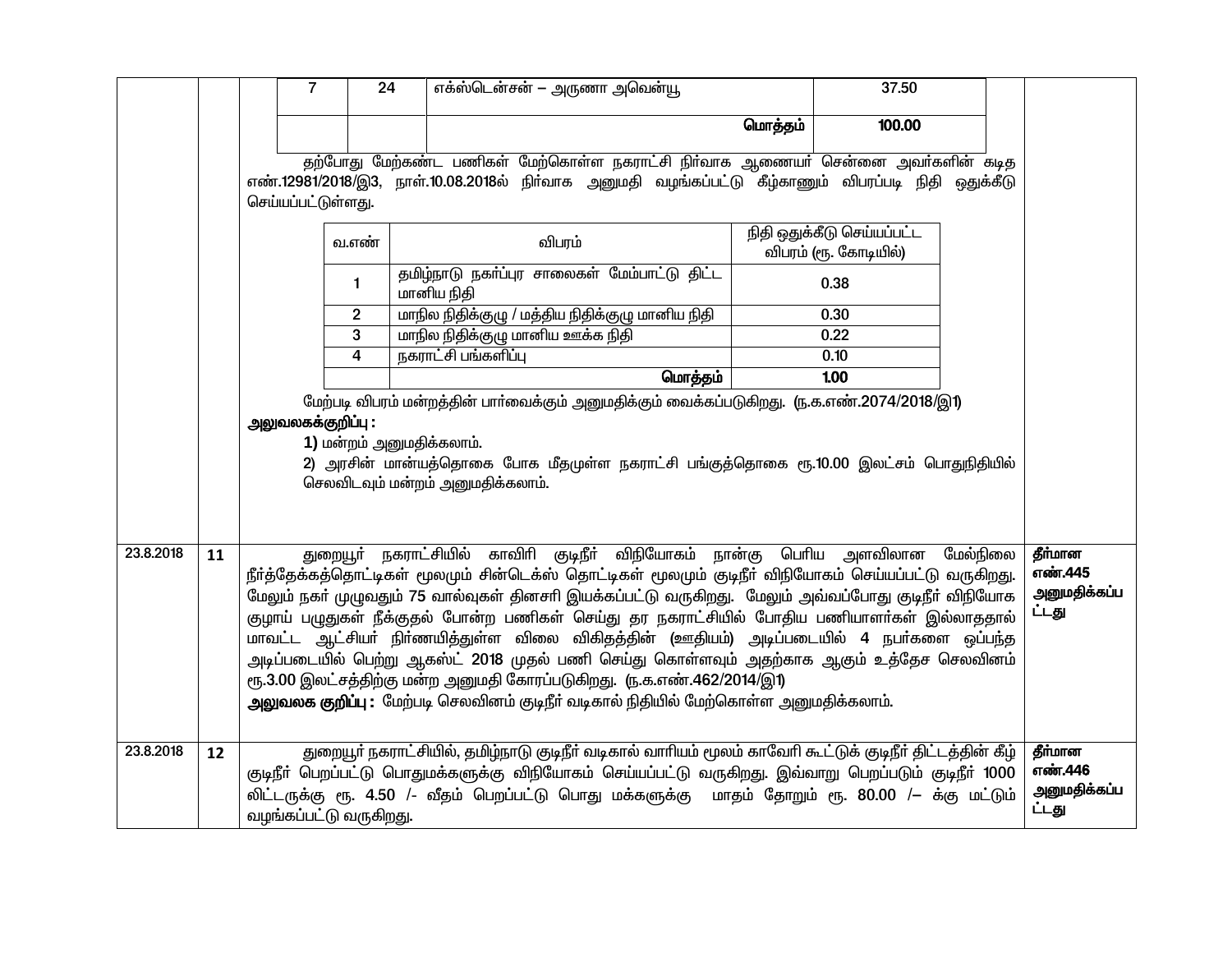| | | | | |
|---|---|---|---|---|
| | | | 7 | 24 | எக்ஸ்டென்சன் – அருணா அவென்யூ | 37.50 |
| | | | | | **மொத்தம்** | **100.00** |

தற்போது மேற்கண்ட பணிகள் மேற்கொள்ள நகராட்சி நிர்வாக ஆணையர் சென்னை அவர்களின் கடித எண்.12981/2018/இ3, நாள்.10.08.2018ல் நிர்வாக அனுமதி வழங்கப்பட்டு கீழ்காணும் விபரப்படி நிதி ஒதுக்கீடு செய்யப்பட்டுள்ளது.

| வ.எண் | விபரம் | நிதி ஒதுக்கீடு செய்யப்பட்ட விபரம் (ரூ. கோடியில்) |
|---|---|---|
| 1 | தமிழ்நாடு நகர்ப்புர சாலைகள் மேம்பாட்டு திட்ட மானிய நிதி | 0.38 |
| 2 | மாநில நிதிக்குழு / மத்திய நிதிக்குழு மானிய நிதி | 0.30 |
| 3 | மாநில நிதிக்குழு மானிய ஊக்க நிதி | 0.22 |
| 4 | நகராட்சி பங்களிப்பு | 0.10 |
| | **மொத்தம்** | **1.00** |

மேற்படி விபரம் மன்றத்தின் பார்வைக்கும் அனுமதிக்கும் வைக்கப்படுகிறது. (ந.க.எண்.2074/2018/இ1)

**அலுவலகக்குறிப்பு :**

1) மன்றம் அனுமதிக்கலாம்.

2) அரசின் மான்யத்தொகை போக மீதமுள்ள நகராட்சி பங்குத்தொகை ரூ.10.00 இலட்சம் பொதுநிதியில் செலவிடவும் மன்றம் அனுமதிக்கலாம்.

| | | | |
|---|---|---|---|
| 23.8.2018 | **11** | துறையூர் நகராட்சியில் காவிரி குடிநீர் விநியோகம் நான்கு பெரிய அளவிலான மேல்நிலை நீர்த்தேக்கத்தொட்டிகள் மூலமும் சின்டெக்ஸ் தொட்டிகள் மூலமும் குடிநீர் விநியோகம் செய்யப்பட்டு வருகிறது. மேலும் நகர் முழுவதும் 75 வால்வுகள் தினசரி இயக்கப்பட்டு வருகிறது. மேலும் அவ்வப்போது குடிநீர் விநியோக குழாய் பழுதுகள் நீக்குதல் போன்ற பணிகள் செய்து தர நகராட்சியில் போதிய பணியாளர்கள் இல்லாததால் மாவட்ட ஆட்சியர் நிர்ணயித்துள்ள விலை விகிதத்தின் (ஊதியம்) அடிப்படையில் 4 நபர்களை ஒப்பந்த அடிப்படையில் பெற்று ஆகஸ்ட் 2018 முதல் பணி செய்து கொள்ளவும் அதற்காக ஆகும் உத்தேச செலவினம் ரூ.3.00 இலட்சத்திற்கு மன்ற அனுமதி கோரப்படுகிறது. (ந.க.எண்.462/2014/இ1)<br>**அலுவலக குறிப்பு :** மேற்படி செலவினம் குடிநீர் வடிகால் நிதியில் மேற்கொள்ள அனுமதிக்கலாம். | **தீர்மான எண்.445 அனுமதிக்கப்பட்டது** |
| 23.8.2018 | **12** | துறையூர் நகராட்சியில், தமிழ்நாடு குடிநீர் வடிகால் வாரியம் மூலம் காவேரி கூட்டுக் குடிநீர் திட்டத்தின் கீழ் குடிநீர் பெறப்பட்டு பொதுமக்களுக்கு விநியோகம் செய்யப்பட்டு வருகிறது. இவ்வாறு பெறப்படும் குடிநீர் 1000 லிட்டருக்கு ரூ. 4.50 /- வீதம் பெறப்பட்டு பொது மக்களுக்கு மாதம் தோறும் ரூ. 80.00 /– க்கு மட்டும் வழங்கப்பட்டு வருகிறது. | **தீர்மான எண்.446 அனுமதிக்கப்பட்டது** |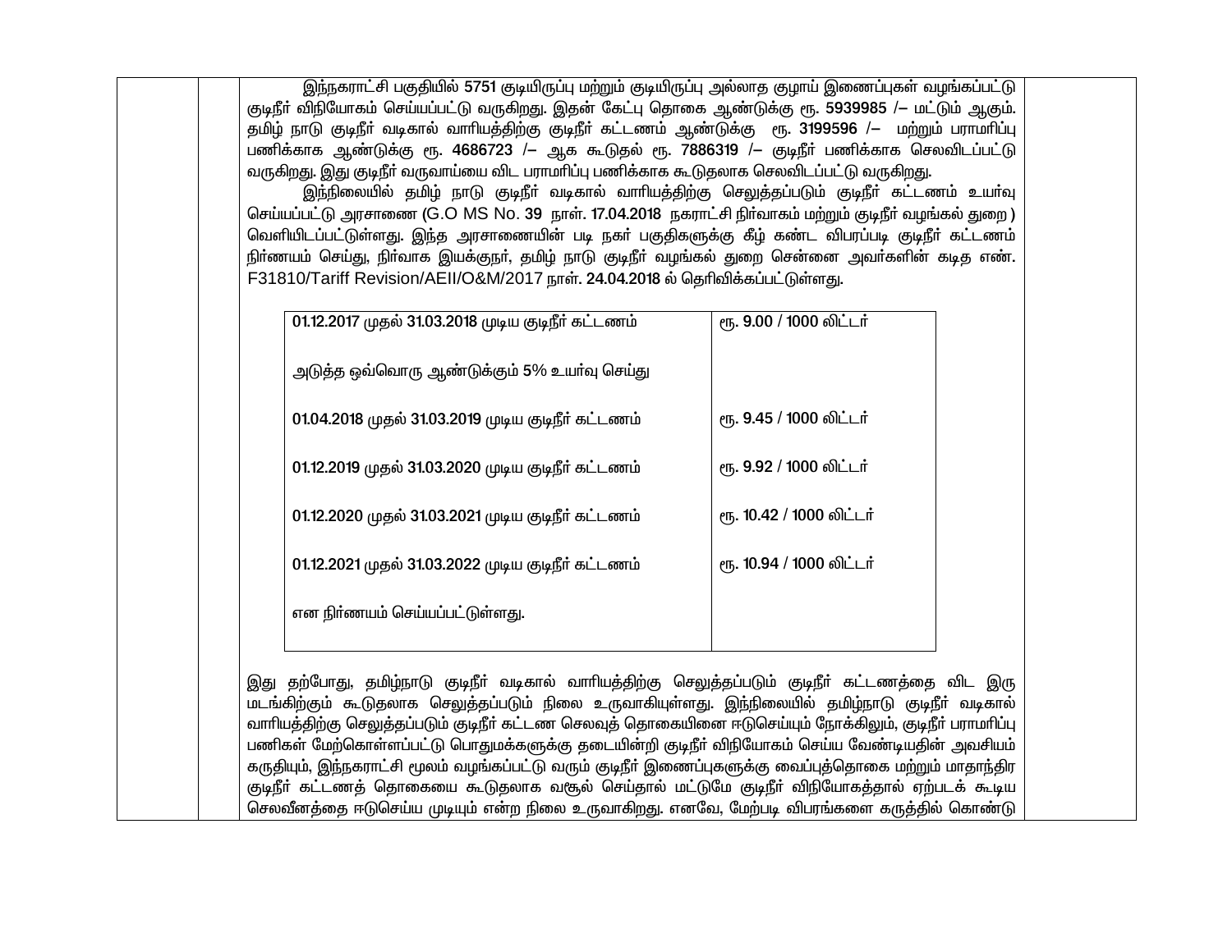இந்நகராட்சி பகுதியில் 5751 குடியிருப்பு மற்றும் குடியிருப்பு அல்லாத குழாய் இணைப்புகள் வழங்கப்பட்டு குடிநீர் விநியோகம் செய்யப்பட்டு வருகிறது. இதன் கேட்பு தொகை ஆண்டுக்கு ரூ. 5939985 /— மட்டும் ஆகும். தமிழ் நாடு குடிநீர் வடிகால் வாரியத்திற்கு குடிநீர் கட்டணம் ஆண்டுக்கு ரூ. 3199596 /— மற்றும் பராமரிப்பு பணிக்காக ஆண்டுக்கு ரூ. 4686723 /— ஆக கூடுதல் ரூ. 7886319 /— குடிநீர் பணிக்காக செலவிடப்பட்டு வருகிறது. இது குடிநீர் வருவாய்யை விட பராமரிப்பு பணிக்காக கூடுதலாக செலவிடப்பட்டு வருகிறது.

இந்நிலையில் தமிழ் நாடு குடிநீர் வடிகால் வாரியத்திற்கு செலுத்தப்படும் குடிநீர் கட்டணம் உயர்வு செய்யப்பட்டு அரசாணை (G.O MS No. 39 நாள். 17.04.2018 நகராட்சி நிர்வாகம் மற்றும் குடிநீர் வழங்கல் துறை ) வெளியிடப்பட்டுள்ளது. இந்த அரசாணையின் படி நகர் பகுதிகளுக்கு கீழ் கண்ட விபரப்படி குடிநீர் கட்டணம் நிர்ணயம் செய்து, நிர்வாக இயக்குநர், தமிழ் நாடு குடிநீர் வழங்கல் துறை சென்னை அவர்களின் கடித எண். F31810/Tariff Revision/AEII/O&M/2017 நாள். 24.04.2018 ல் தெரிவிக்கப்பட்டுள்ளது.

| | |
|---|---|
| 01.12.2017 முதல் 31.03.2018 முடிய குடிநீர் கட்டணம் | ரூ. 9.00 / 1000 லிட்டர் |
| அடுத்த ஒவ்வொரு ஆண்டுக்கும் 5% உயர்வு செய்து | |
| 01.04.2018 முதல் 31.03.2019 முடிய குடிநீர் கட்டணம் | ரூ. 9.45 / 1000 லிட்டர் |
| 01.12.2019 முதல் 31.03.2020 முடிய குடிநீர் கட்டணம் | ரூ. 9.92 / 1000 லிட்டர் |
| 01.12.2020 முதல் 31.03.2021 முடிய குடிநீர் கட்டணம் | ரூ. 10.42 / 1000 லிட்டர் |
| 01.12.2021 முதல் 31.03.2022 முடிய குடிநீர் கட்டணம் | ரூ. 10.94 / 1000 லிட்டர் |
| என நிர்ணயம் செய்யப்பட்டுள்ளது. | |

இது தற்போது, தமிழ்நாடு குடிநீர் வடிகால் வாரியத்திற்கு செலுத்தப்படும் குடிநீர் கட்டணத்தை விட இரு மடங்கிற்கும் கூடுதலாக செலுத்தப்படும் நிலை உருவாகியுள்ளது. இந்நிலையில் தமிழ்நாடு குடிநீர் வடிகால் வாரியத்திற்கு செலுத்தப்படும் குடிநீர் கட்டண செலவுத் தொகையினை ஈடுசெய்யும் நோக்கிலும், குடிநீர் பராமரிப்பு பணிகள் மேற்கொள்ளப்பட்டு பொதுமக்களுக்கு தடையின்றி குடிநீர் விநியோகம் செய்ய வேண்டியதின் அவசியம் கருதியும், இந்நகராட்சி மூலம் வழங்கப்பட்டு வரும் குடிநீர் இணைப்புகளுக்கு வைப்புத்தொகை மற்றும் மாதாந்திர குடிநீர் கட்டணத் தொகையை கூடுதலாக வசூல் செய்தால் மட்டுமே குடிநீர் விநியோகத்தால் ஏற்படக் கூடிய செலவீனத்தை ஈடுசெய்ய முடியும் என்ற நிலை உருவாகிறது. எனவே, மேற்படி விபரங்களை கருத்தில் கொண்டு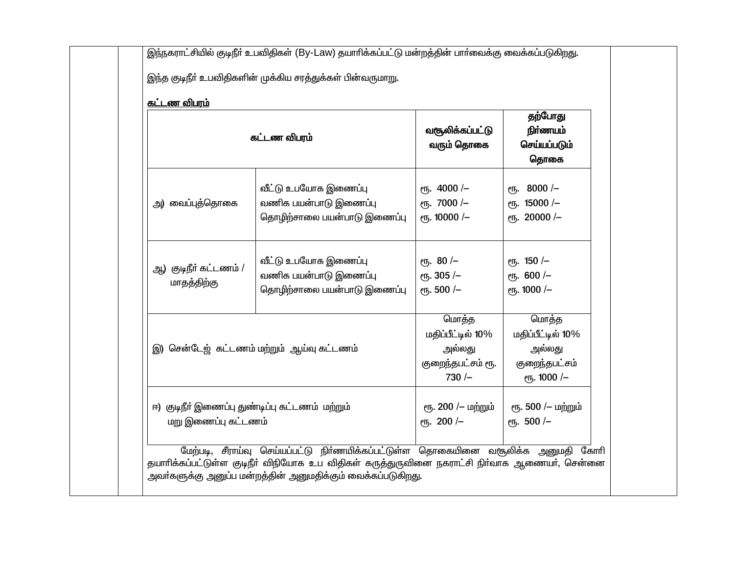இந்நகராட்சியில் குடிநீர் உபவிதிகள் (By-Law) தயாரிக்கப்பட்டு மன்றத்தின் பார்வைக்கு வைக்கப்படுகிறது.

இந்த குடிநீர் உபவிதிகளின் முக்கிய சரத்துக்கள் பின்வருமாறு.

**கட்டண விபரம்**

| கட்டண விபரம் | | வசூலிக்கப்பட்டு வரும் தொகை | தற்போது நிர்ணயம் செய்யப்படும் தொகை |
|---|---|---|---|
| அ) வைப்புத்தொகை | வீட்டு உபயோக இணைப்பு<br>வணிக பயன்பாடு இணைப்பு<br>தொழிற்சாலை பயன்பாடு இணைப்பு | ரூ. 4000 /–<br>ரூ. 7000 /–<br>ரூ. 10000 /– | ரூ. 8000 /–<br>ரூ. 15000 /–<br>ரூ. 20000 /– |
| ஆ) குடிநீர் கட்டணம் / மாதத்திற்கு | வீட்டு உபயோக இணைப்பு<br>வணிக பயன்பாடு இணைப்பு<br>தொழிற்சாலை பயன்பாடு இணைப்பு | ரூ. 80 /–<br>ரூ. 305 /–<br>ரூ. 500 /– | ரூ. 150 /–<br>ரூ. 600 /–<br>ரூ. 1000 /– |
| இ) சென்டேஜ் கட்டணம் மற்றும் ஆய்வு கட்டணம் | | மொத்த மதிப்பீட்டில் 10% அல்லது குறைந்தபட்சம் ரூ. 730 /– | மொத்த மதிப்பீட்டில் 10% அல்லது குறைந்தபட்சம் ரூ. 1000 /– |
| ஈ) குடிநீர் இணைப்பு துண்டிப்பு கட்டணம் மற்றும் மறு இணைப்பு கட்டணம் | | ரூ. 200 /– மற்றும் ரூ. 200 /– | ரூ. 500 /– மற்றும் ரூ. 500 /– |

மேற்படி, சீராய்வு செய்யப்பட்டு நிர்ணயிக்கப்பட்டுள்ள தொகையினை வசூலிக்க அனுமதி கோரி தயாரிக்கப்பட்டுள்ள குடிநீர் விநியோக உப விதிகள் கருத்துருவினை நகராட்சி நிர்வாக ஆணையர், சென்னை அவர்களுக்கு அனுப்ப மன்றத்தின் அனுமதிக்கும் வைக்கப்படுகிறது.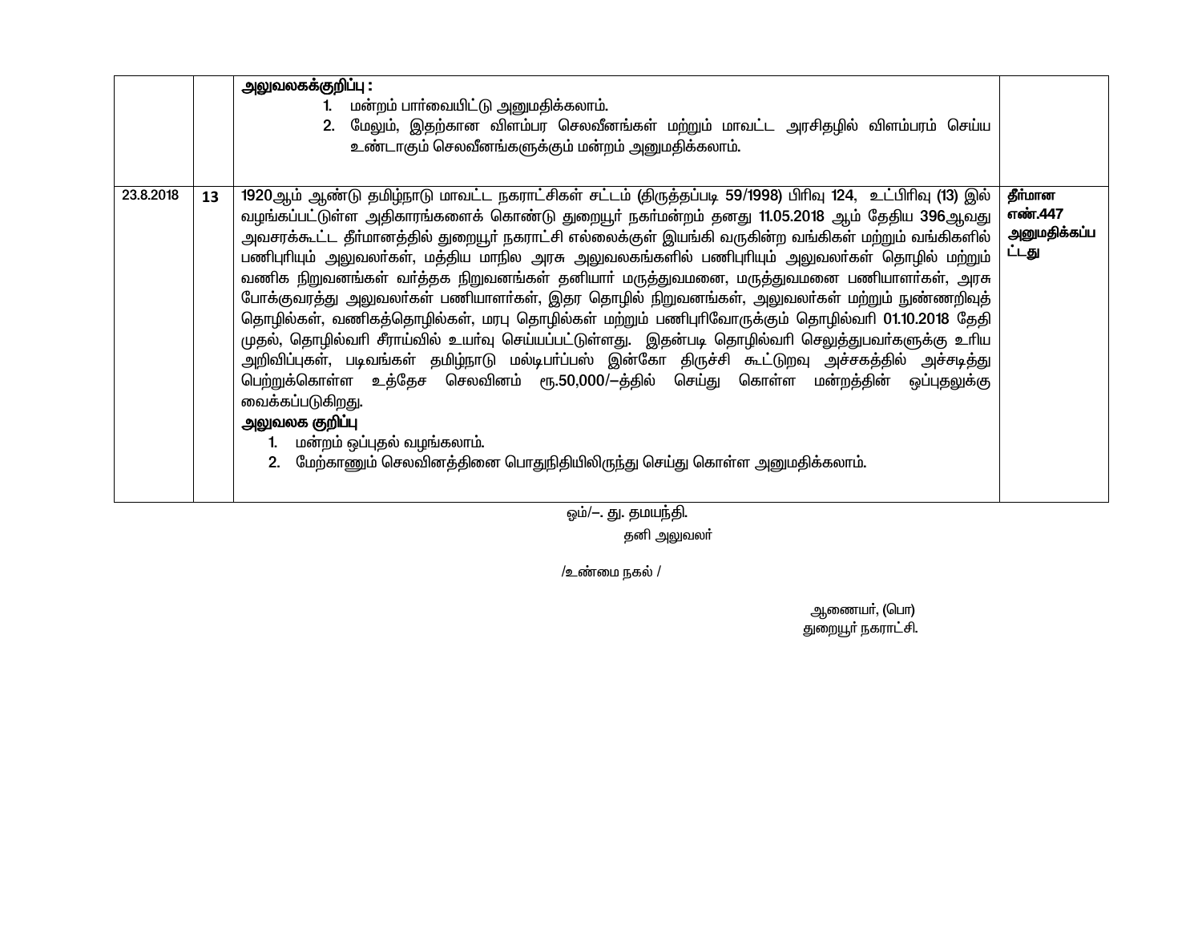| | | | |
|---|---|---|---|
| | | **அலுவலகக்குறிப்பு :** <br> 1. மன்றம் பார்வையிட்டு அனுமதிக்கலாம். <br> 2. மேலும், இதற்கான விளம்பர செலவீனங்கள் மற்றும் மாவட்ட அரசிதழில் விளம்பரம் செய்ய உண்டாகும் செலவீனங்களுக்கும் மன்றம் அனுமதிக்கலாம். | |
| 23.8.2018 | **13** | 1920ஆம் ஆண்டு தமிழ்நாடு மாவட்ட நகராட்சிகள் சட்டம் (திருத்தப்படி 59/1998) பிரிவு 124, உட்பிரிவு (13) இல் வழங்கப்பட்டுள்ள அதிகாரங்களைக் கொண்டு துறையூர் நகர்மன்றம் தனது 11.05.2018 ஆம் தேதிய 396ஆவது அவசரக்கூட்ட தீர்மானத்தில் துறையூர் நகராட்சி எல்லைக்குள் இயங்கி வருகின்ற வங்கிகள் மற்றும் வங்கிகளில் பணிபுரியும் அலுவலர்கள், மத்திய மாநில அரசு அலுவலகங்களில் பணிபுரியும் அலுவலர்கள் தொழில் மற்றும் வணிக நிறுவனங்கள் வர்த்தக நிறுவனங்கள் தனியார் மருத்துவமனை, மருத்துவமனை பணியாளர்கள், அரசு போக்குவரத்து அலுவலர்கள் பணியாளர்கள், இதர தொழில் நிறுவனங்கள், அலுவலர்கள் மற்றும் நுண்ணறிவுத் தொழில்கள், வணிகத்தொழில்கள், மரபு தொழில்கள் மற்றும் பணிபுரிவோருக்கும் தொழில்வரி 01.10.2018 தேதி முதல், தொழில்வரி சீராய்வில் உயர்வு செய்யப்பட்டுள்ளது. இதன்படி தொழில்வரி செலுத்துபவர்களுக்கு உரிய அறிவிப்புகள், படிவங்கள் தமிழ்நாடு மல்டிபர்ப்பஸ் இன்கோ திருச்சி கூட்டுறவு அச்சகத்தில் அச்சடித்து பெற்றுக்கொள்ள உத்தேச செலவினம் ரூ.50,000/–த்தில் செய்து கொள்ள மன்றத்தின் ஒப்புதலுக்கு வைக்கப்படுகிறது. <br> **அலுவலக குறிப்பு** <br> 1. மன்றம் ஒப்புதல் வழங்கலாம். <br> 2. மேற்காணும் செலவினத்தினை பொதுநிதியிலிருந்து செய்து கொள்ள அனுமதிக்கலாம். | **தீர்மான எண்.447 அனுமதிக்கப்பட்டது** |

ஒம்/–. து. தமயந்தி.
தனி அலுவலர்

/உண்மை நகல் /

ஆணையர், (பொ)
துறையூர் நகராட்சி.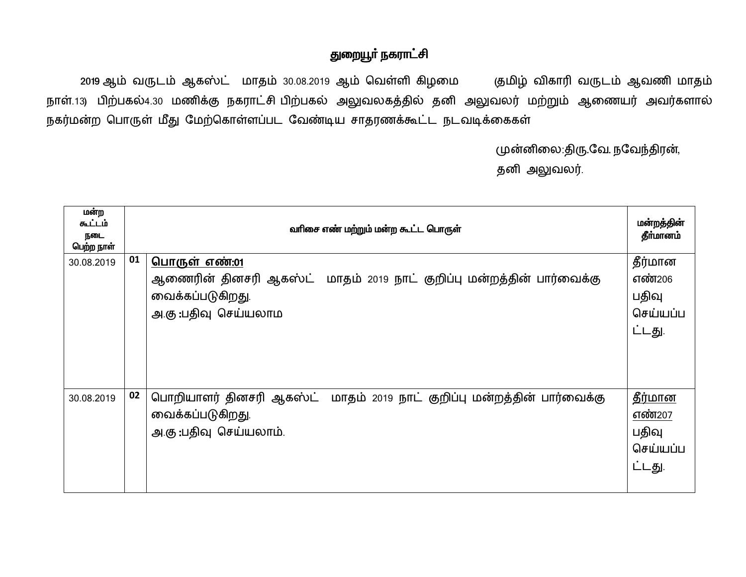## துறையூர் நகராட்சி

2019 ஆம் வருடம் ஆகஸ்ட் மாதம் 30.08.2019 ஆம் வெள்ளி கிழமை (தமிழ் விகாரி வருடம் ஆவணி மாதம் நாள்.13) பிற்பகல்4.30 மணிக்கு நகராட்சி பிற்பகல் அலுவலகத்தில் தனி அலுவலர் மற்றும் ஆணையர் அவர்களால் நகர்மன்ற பொருள் மீது மேற்கொள்ளப்பட வேண்டிய சாதரணக்கூட்ட நடவடிக்கைகள்

முன்னிலை:திரு.வே. நவேந்திரன்,
தனி அலுவலர்.

| மன்ற கூட்டம் நடை பெற்ற நாள் | வரிசை எண் மற்றும் மன்ற கூட்ட பொருள் | | மன்றத்தின் தீர்மானம் |
|---|---|---|---|
| 30.08.2019 | 01 | **பொருள் எண்:01**<br>ஆணைரின் தினசரி ஆகஸ்ட் மாதம் 2019 நாட் குறிப்பு மன்றத்தின் பார்வைக்கு வைக்கப்படுகிறது.<br>அ.கு :பதிவு செய்யலாம | தீர்மான எண்206 பதிவு செய்யப்பட்டது. |
| 30.08.2019 | 02 | பொறியாளர் தினசரி ஆகஸ்ட் மாதம் 2019 நாட் குறிப்பு மன்றத்தின் பார்வைக்கு வைக்கப்படுகிறது.<br>அ.கு :பதிவு செய்யலாம். | தீர்மான எண்207 பதிவு செய்யப்பட்டது. |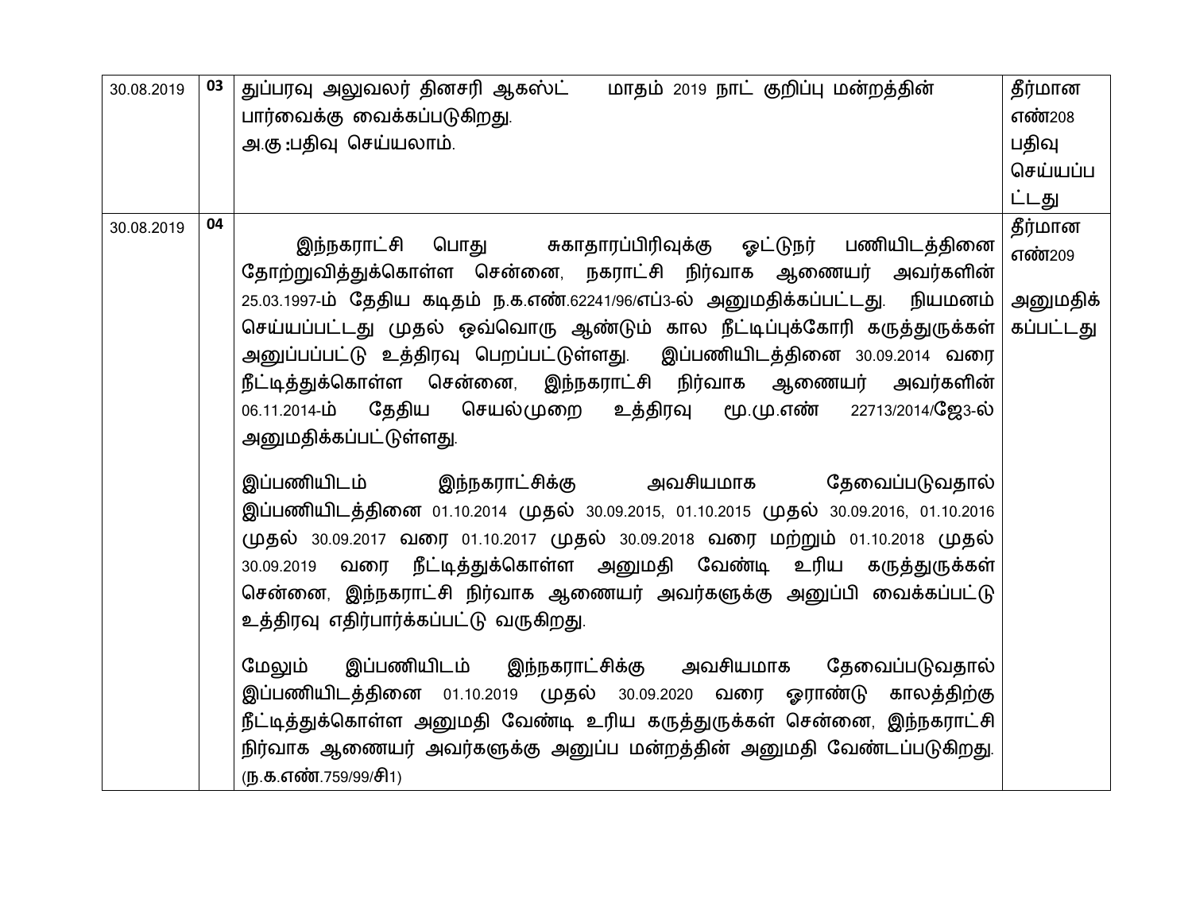| | | | |
|---|---|---|---|
| 30.08.2019 | 03 | துப்பரவு அலுவலர் தினசரி ஆகஸ்ட் மாதம் 2019 நாட் குறிப்பு மன்றத்தின் பார்வைக்கு வைக்கப்படுகிறது.<br>அ.கு :பதிவு செய்யலாம். | தீர்மான எண்208 பதிவு செய்யப்பட்டது |
| 30.08.2019 | 04 | இந்நகராட்சி பொது சுகாதாரப்பிரிவுக்கு ஓட்டுநர் பணியிடத்தினை தோற்றுவித்துக்கொள்ள சென்னை, நகராட்சி நிர்வாக ஆணையர் அவர்களின் 25.03.1997-ம் தேதிய கடிதம் ந.க.எண்.62241/96/எப்3-ல் அனுமதிக்கப்பட்டது. நியமனம் செய்யப்பட்டது முதல் ஒவ்வொரு ஆண்டும் கால நீட்டிப்புக்கோரி கருத்துருக்கள் அனுப்பப்பட்டு உத்திரவு பெறப்பட்டுள்ளது. இப்பணியிடத்தினை 30.09.2014 வரை நீட்டித்துக்கொள்ள சென்னை, இந்நகராட்சி நிர்வாக ஆணையர் அவர்களின் 06.11.2014-ம் தேதிய செயல்முறை உத்திரவு மூ.மு.எண் 22713/2014/ஜே3-ல் அனுமதிக்கப்பட்டுள்ளது.<br><br>இப்பணியிடம் இந்நகராட்சிக்கு அவசியமாக தேவைப்படுவதால் இப்பணியிடத்தினை 01.10.2014 முதல் 30.09.2015, 01.10.2015 முதல் 30.09.2016, 01.10.2016 முதல் 30.09.2017 வரை 01.10.2017 முதல் 30.09.2018 வரை மற்றும் 01.10.2018 முதல் 30.09.2019 வரை நீட்டித்துக்கொள்ள அனுமதி வேண்டி உரிய கருத்துருக்கள் சென்னை, இந்நகராட்சி நிர்வாக ஆணையர் அவர்களுக்கு அனுப்பி வைக்கப்பட்டு உத்திரவு எதிர்பார்க்கப்பட்டு வருகிறது.<br><br>மேலும் இப்பணியிடம் இந்நகராட்சிக்கு அவசியமாக தேவைப்படுவதால் இப்பணியிடத்தினை 01.10.2019 முதல் 30.09.2020 வரை ஓராண்டு காலத்திற்கு நீட்டித்துக்கொள்ள அனுமதி வேண்டி உரிய கருத்துருக்கள் சென்னை, இந்நகராட்சி நிர்வாக ஆணையர் அவர்களுக்கு அனுப்ப மன்றத்தின் அனுமதி வேண்டப்படுகிறது. (ந.க.எண்.759/99/சி1) | தீர்மான எண்209<br><br>அனுமதிக்கப்பட்டது |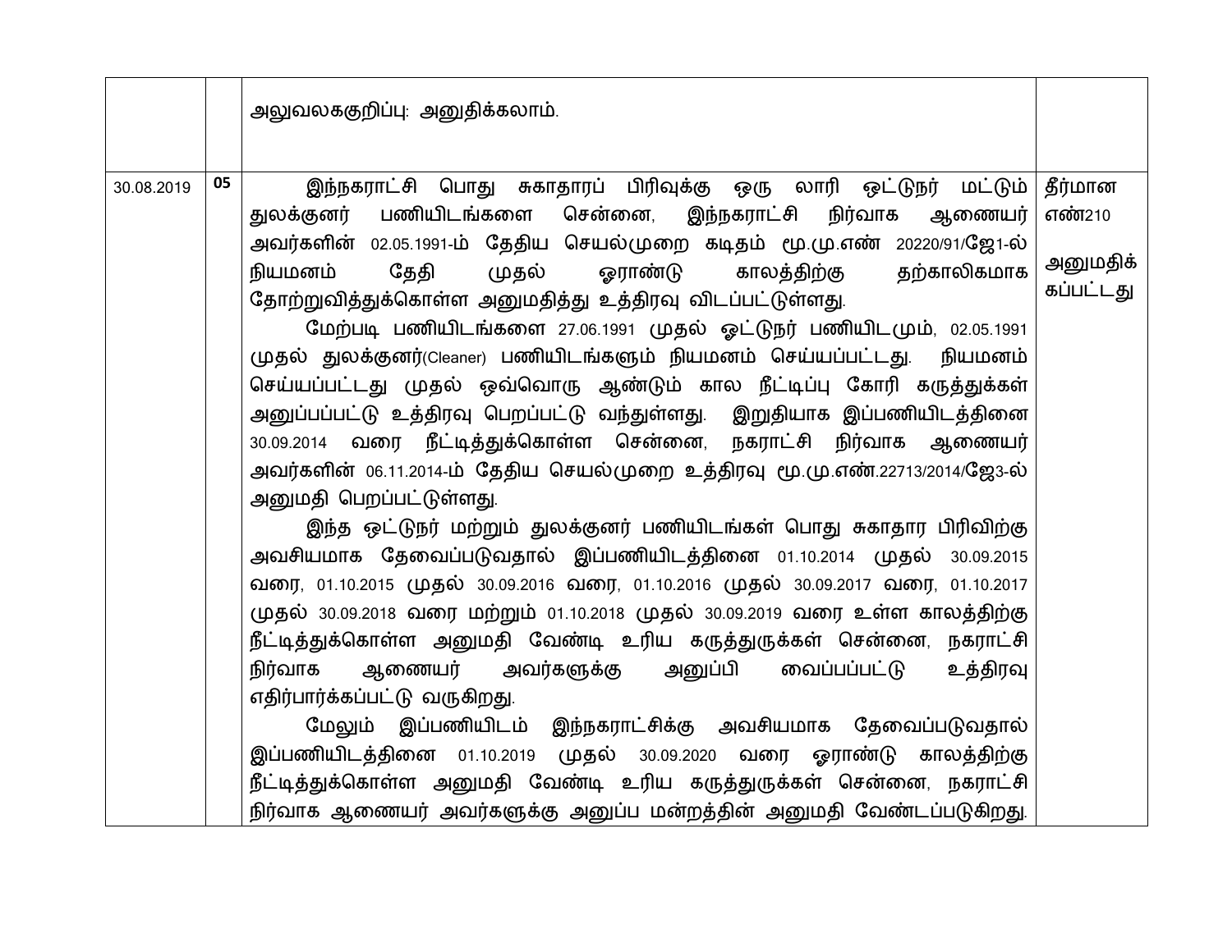| | | | |
|---|---|---|---|
| | | அலுவலககுறிப்பு: அனுதிக்கலாம். | |
| 30.08.2019 | **05** | இந்நகராட்சி பொது சுகாதாரப் பிரிவுக்கு ஒரு லாரி ஓட்டுநர் மட்டும் துலக்குனர் பணியிடங்களை சென்னை, இந்நகராட்சி நிர்வாக ஆணையர் அவர்களின் 02.05.1991-ம் தேதிய செயல்முறை கடிதம் மூ.மு.எண் 20220/91/ஜே1-ல் நியமனம் தேதி முதல் ஓராண்டு காலத்திற்கு தற்காலிகமாக தோற்றுவித்துக்கொள்ள அனுமதித்து உத்தரவு விடப்பட்டுள்ளது.<br>மேற்படி பணியிடங்களை 27.06.1991 முதல் ஓட்டுநர் பணியிடமும், 02.05.1991 முதல் துலக்குனர்(Cleaner) பணியிடங்களும் நியமனம் செய்யப்பட்டது. நியமனம் செய்யப்பட்டது முதல் ஒவ்வொரு ஆண்டும் கால நீட்டிப்பு கோரி கருத்துக்கள் அனுப்பப்பட்டு உத்தரவு பெறப்பட்டு வந்துள்ளது. இறுதியாக இப்பணியிடத்தினை 30.09.2014 வரை நீட்டித்துக்கொள்ள சென்னை, நகராட்சி நிர்வாக ஆணையர் அவர்களின் 06.11.2014-ம் தேதிய செயல்முறை உத்தரவு மூ.மு.எண்.22713/2014/ஜே3-ல் அனுமதி பெறப்பட்டுள்ளது.<br>இந்த ஓட்டுநர் மற்றும் துலக்குனர் பணியிடங்கள் பொது சுகாதார பிரிவிற்கு அவசியமாக தேவைப்படுவதால் இப்பணியிடத்தினை 01.10.2014 முதல் 30.09.2015 வரை, 01.10.2015 முதல் 30.09.2016 வரை, 01.10.2016 முதல் 30.09.2017 வரை, 01.10.2017 முதல் 30.09.2018 வரை மற்றும் 01.10.2018 முதல் 30.09.2019 வரை உள்ள காலத்திற்கு நீட்டித்துக்கொள்ள அனுமதி வேண்டி உரிய கருத்துருக்கள் சென்னை, நகராட்சி நிர்வாக ஆணையர் அவர்களுக்கு அனுப்பி வைப்பப்பட்டு உத்தரவு எதிர்பார்க்கப்பட்டு வருகிறது.<br>மேலும் இப்பணியிடம் இந்நகராட்சிக்கு அவசியமாக தேவைப்படுவதால் இப்பணியிடத்தினை 01.10.2019 முதல் 30.09.2020 வரை ஓராண்டு காலத்திற்கு நீட்டித்துக்கொள்ள அனுமதி வேண்டி உரிய கருத்துருக்கள் சென்னை, நகராட்சி நிர்வாக ஆணையர் அவர்களுக்கு அனுப்ப மன்றத்தின் அனுமதி வேண்டப்படுகிறது. | தீர்மான எண்210<br><br>அனுமதிக் கப்பட்டது |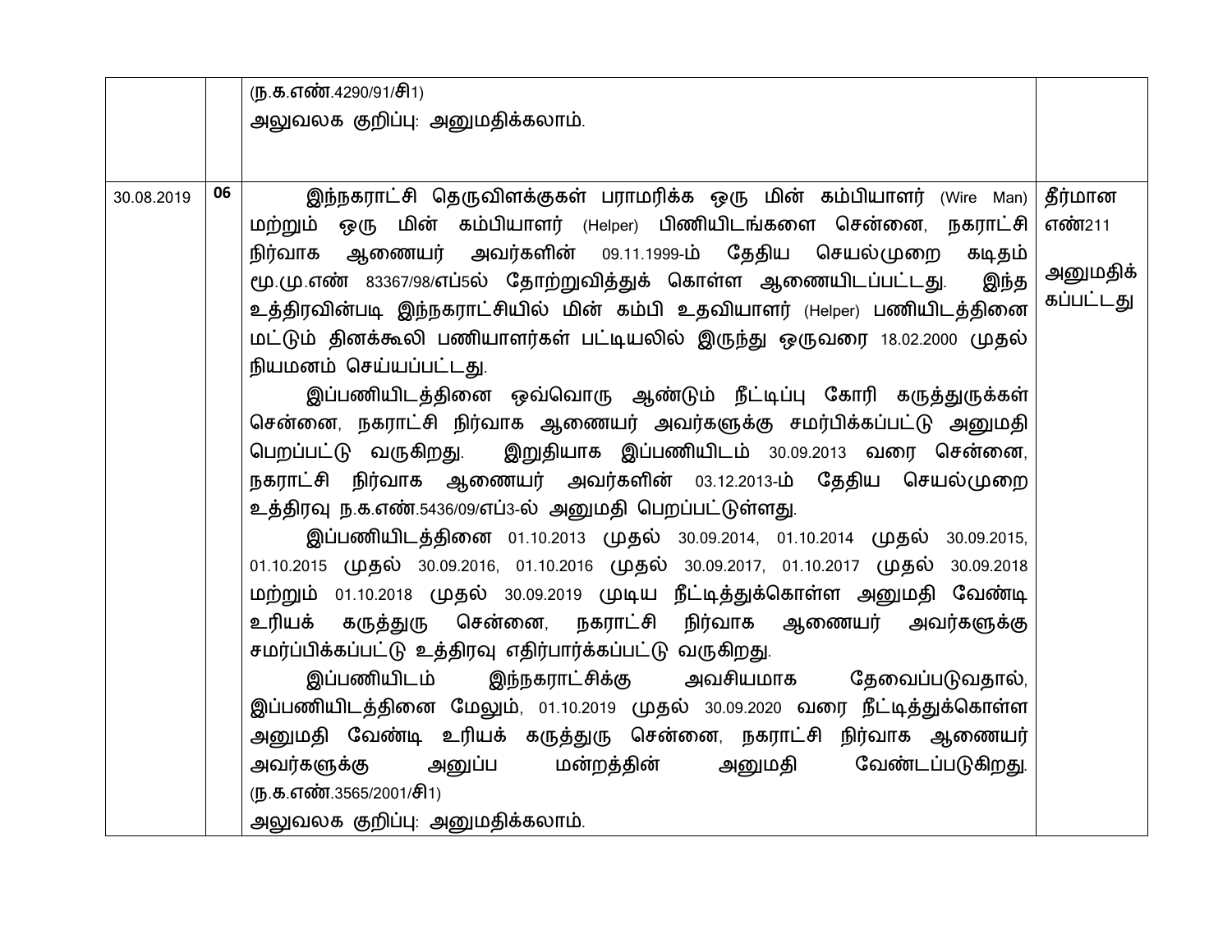| | | | |
|---|---|---|---|
| | | (ந.க.எண்.4290/91/சி1)<br>அலுவலக குறிப்பு: அனுமதிக்கலாம். | |
| 30.08.2019 | **06** | இந்நகராட்சி தெருவிளக்குகள் பராமரிக்க ஒரு மின் கம்பியாளர் (Wire Man) மற்றும் ஒரு மின் கம்பியாளர் (Helper) பிணியிடங்களை சென்னை, நகராட்சி நிர்வாக ஆணையர் அவர்களின் 09.11.1999-ம் தேதிய செயல்முறை கடிதம் மூ.மு.எண் 83367/98/எப்5ல் தோற்றுவித்துக் கொள்ள ஆணையிடப்பட்டது. இந்த உத்திரவின்படி இந்நகராட்சியில் மின் கம்பி உதவியாளர் (Helper) பணியிடத்தினை மட்டும் தினக்கூலி பணியாளர்கள் பட்டியலில் இருந்து ஒருவரை 18.02.2000 முதல் நியமனம் செய்யப்பட்டது.<br>இப்பணியிடத்தினை ஒவ்வொரு ஆண்டும் நீட்டிப்பு கோரி கருத்துருக்கள் சென்னை, நகராட்சி நிர்வாக ஆணையர் அவர்களுக்கு சமர்பிக்கப்பட்டு அனுமதி பெறப்பட்டு வருகிறது. இறுதியாக இப்பணியிடம் 30.09.2013 வரை சென்னை, நகராட்சி நிர்வாக ஆணையர் அவர்களின் 03.12.2013-ம் தேதிய செயல்முறை உத்திரவு ந.க.எண்.5436/09/எப்3-ல் அனுமதி பெறப்பட்டுள்ளது.<br>இப்பணியிடத்தினை 01.10.2013 முதல் 30.09.2014, 01.10.2014 முதல் 30.09.2015, 01.10.2015 முதல் 30.09.2016, 01.10.2016 முதல் 30.09.2017, 01.10.2017 முதல் 30.09.2018 மற்றும் 01.10.2018 முதல் 30.09.2019 முடிய நீட்டித்துக்கொள்ள அனுமதி வேண்டி உரியக் கருத்துரு சென்னை, நகராட்சி நிர்வாக ஆணையர் அவர்களுக்கு சமர்ப்பிக்கப்பட்டு உத்திரவு எதிர்பார்க்கப்பட்டு வருகிறது.<br>இப்பணியிடம் இந்நகராட்சிக்கு அவசியமாக தேவைப்படுவதால், இப்பணியிடத்தினை மேலும், 01.10.2019 முதல் 30.09.2020 வரை நீட்டித்துக்கொள்ள அனுமதி வேண்டி உரியக் கருத்துரு சென்னை, நகராட்சி நிர்வாக ஆணையர் அவர்களுக்கு அனுப்ப மன்றத்தின் அனுமதி வேண்டப்படுகிறது.<br>(ந.க.எண்.3565/2001/சி1)<br>அலுவலக குறிப்பு: அனுமதிக்கலாம். | தீர்மான எண்211<br><br>அனுமதிக் கப்பட்டது |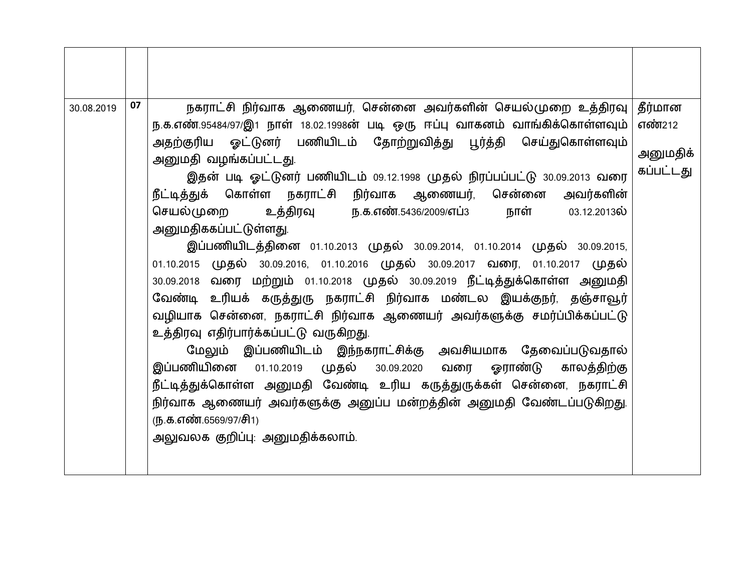| | | | |
|---|---|---|---|
| 30.08.2019 | **07** | நகராட்சி நிர்வாக ஆணையர், சென்னை அவர்களின் செயல்முறை உத்திரவு ந.க.எண்.95484/97/இ1 நாள் 18.02.1998ன் படி ஒரு ஈப்பு வாகனம் வாங்கிக்கொள்ளவும் அதற்குரிய ஓட்டுனர் பணியிடம் தோற்றுவித்து பூர்த்தி செய்துகொள்ளவும் அனுமதி வழங்கப்பட்டது.<br>இதன் படி ஓட்டுனர் பணியிடம் 09.12.1998 முதல் நிரப்பப்பட்டு 30.09.2013 வரை நீட்டித்துக் கொள்ள நகராட்சி நிர்வாக ஆணையர், சென்னை அவர்களின் செயல்முறை உத்திரவு ந.க.எண்.5436/2009/எப்3 நாள் 03.12.2013ல் அனுமதிககப்பட்டுள்ளது.<br>இப்பணியிடத்தினை 01.10.2013 முதல் 30.09.2014, 01.10.2014 முதல் 30.09.2015, 01.10.2015 முதல் 30.09.2016, 01.10.2016 முதல் 30.09.2017 வரை, 01.10.2017 முதல் 30.09.2018 வரை மற்றும் 01.10.2018 முதல் 30.09.2019 நீட்டித்துக்கொள்ள அனுமதி வேண்டி உரியக் கருத்துரு நகராட்சி நிர்வாக மண்டல இயக்குநர், தஞ்சாவூர் வழியாக சென்னை, நகராட்சி நிர்வாக ஆணையர் அவர்களுக்கு சமர்ப்பிக்கப்பட்டு உத்திரவு எதிர்பார்க்கப்பட்டு வருகிறது.<br>மேலும் இப்பணியிடம் இந்நகராட்சிக்கு அவசியமாக தேவைப்படுவதால் இப்பணியினை 01.10.2019 முதல் 30.09.2020 வரை ஓராண்டு காலத்திற்கு நீட்டித்துக்கொள்ள அனுமதி வேண்டி உரிய கருத்துருக்கள் சென்னை, நகராட்சி நிர்வாக ஆணையர் அவர்களுக்கு அனுப்ப மன்றத்தின் அனுமதி வேண்டப்படுகிறது. (ந.க.எண்.6569/97/சி1)<br>அலுவலக குறிப்பு: அனுமதிக்கலாம். | தீர்மான எண்212<br><br>அனுமதிக் கப்பட்டது |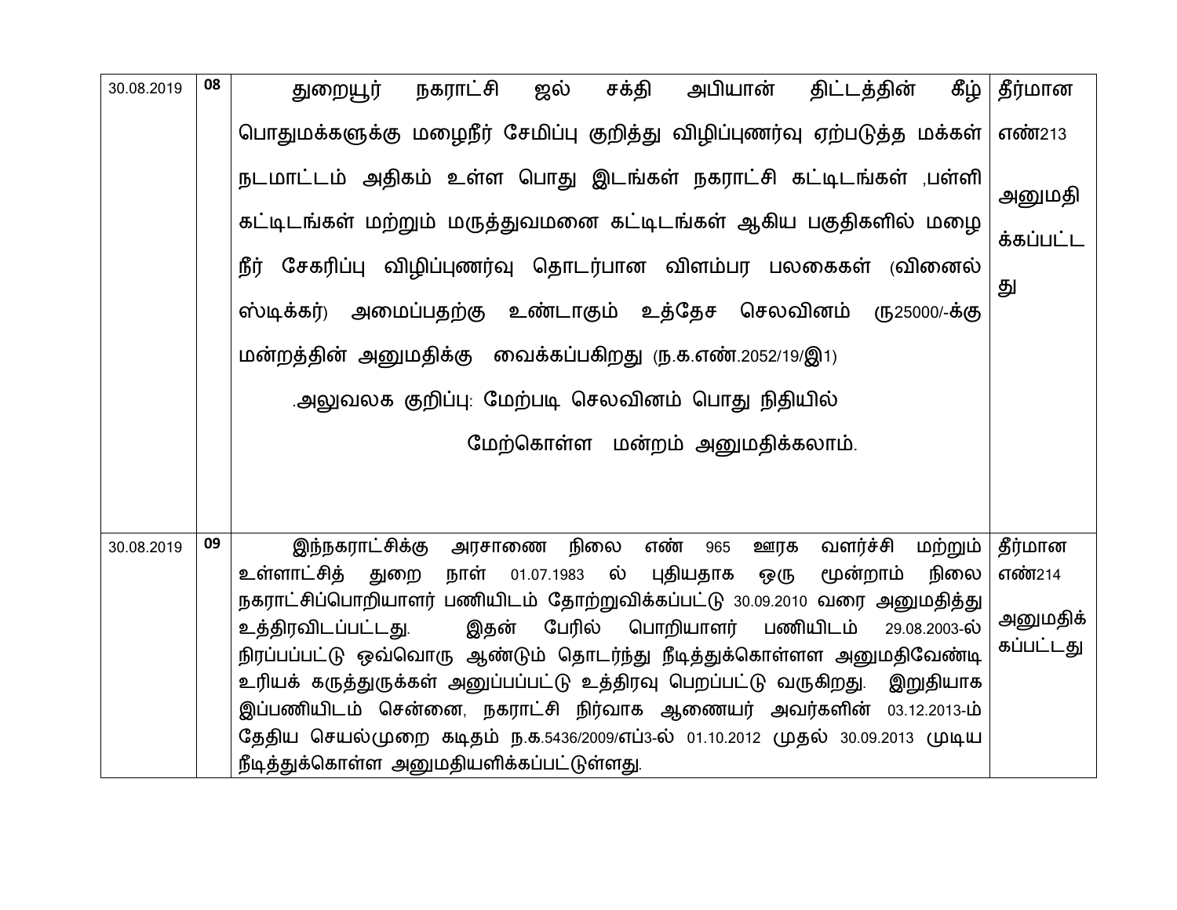| | | | |
|---|---|---|---|
| 30.08.2019 | **08** | துறையூர் நகராட்சி ஜல் சக்தி அபியான் திட்டத்தின் கீழ் பொதுமக்களுக்கு மழைநீர் சேமிப்பு குறித்து விழிப்புணர்வு ஏற்படுத்த மக்கள் நடமாட்டம் அதிகம் உள்ள பொது இடங்கள் நகராட்சி கட்டிடங்கள் ,பள்ளி கட்டிடங்கள் மற்றும் மருத்துவமனை கட்டிடங்கள் ஆகிய பகுதிகளில் மழை நீர் சேகரிப்பு விழிப்புணர்வு தொடர்பான விளம்பர பலகைகள் (வினைல் ஸ்டிக்கர்) அமைப்பதற்கு உண்டாகும் உத்தேச செலவினம் (ரு25000/-க்கு மன்றத்தின் அனுமதிக்கு வைக்கப்பகிறது (ந.க.எண்.2052/19/இ1) <br><br> .அலுவலக குறிப்பு: மேற்படி செலவினம் பொது நிதியில் மேற்கொள்ள மன்றம் அனுமதிக்கலாம். | தீர்மான எண்213 <br><br> அனுமதிக்கப்பட்டது |
| 30.08.2019 | **09** | இந்நகராட்சிக்கு அரசாணை நிலை எண் 965 ஊரக வளர்ச்சி மற்றும் உள்ளாட்சித் துறை நாள் 01.07.1983 ல் புதியதாக ஒரு மூன்றாம் நிலை நகராட்சிப்பொறியாளர் பணியிடம் தோற்றுவிக்கப்பட்டு 30.09.2010 வரை அனுமதித்து உத்திரவிடப்பட்டது. இதன் பேரில் பொறியாளர் பணியிடம் 29.08.2003-ல் நிரப்பப்பட்டு ஒவ்வொரு ஆண்டும் தொடர்ந்து நீடித்துக்கொள்ளள அனுமதிவேண்டி உரியக் கருத்துருக்கள் அனுப்பப்பட்டு உத்திரவு பெறப்பட்டு வருகிறது. இறுதியாக இப்பணியிடம் சென்னை, நகராட்சி நிர்வாக ஆணையர் அவர்களின் 03.12.2013-ம் தேதிய செயல்முறை கடிதம் ந.க.5436/2009/எப்3-ல் 01.10.2012 முதல் 30.09.2013 முடிய நீடித்துக்கொள்ள அனுமதியளிக்கப்பட்டுள்ளது. | தீர்மான எண்214 <br><br> அனுமதிக்கப்பட்டது |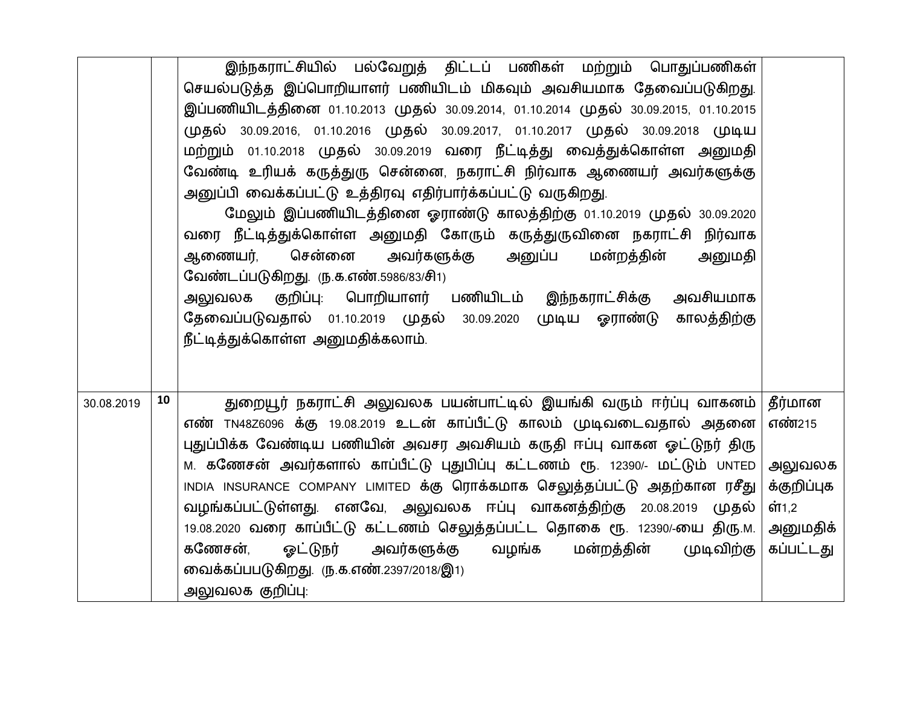|  |  |  |  |
|---|---|---|---|
|  |  | இந்நகராட்சியில் பல்வேறுத் திட்டப் பணிகள் மற்றும் பொதுப்பணிகள் செயல்படுத்த இப்பொறியாளர் பணியிடம் மிகவும் அவசியமாக தேவைப்படுகிறது. இப்பணியிடத்தினை 01.10.2013 முதல் 30.09.2014, 01.10.2014 முதல் 30.09.2015, 01.10.2015 முதல் 30.09.2016, 01.10.2016 முதல் 30.09.2017, 01.10.2017 முதல் 30.09.2018 முடிய மற்றும் 01.10.2018 முதல் 30.09.2019 வரை நீட்டித்து வைத்துக்கொள்ள அனுமதி வேண்டி உரியக் கருத்துரு சென்னை, நகராட்சி நிர்வாக ஆணையர் அவர்களுக்கு அனுப்பி வைக்கப்பட்டு உத்திரவு எதிர்பார்க்கப்பட்டு வருகிறது.<br>மேலும் இப்பணியிடத்தினை ஓராண்டு காலத்திற்கு 01.10.2019 முதல் 30.09.2020 வரை நீட்டித்துக்கொள்ள அனுமதி கோரும் கருத்துருவினை நகராட்சி நிர்வாக ஆணையர், சென்னை அவர்களுக்கு அனுப்ப மன்றத்தின் அனுமதி வேண்டப்படுகிறது. (ந.க.எண்.5986/83/சி1)<br>அலுவலக குறிப்பு: பொறியாளர் பணியிடம் இந்நகராட்சிக்கு அவசியமாக தேவைப்படுவதால் 01.10.2019 முதல் 30.09.2020 முடிய ஓராண்டு காலத்திற்கு நீட்டித்துக்கொள்ள அனுமதிக்கலாம். |  |
| 30.08.2019 | 10 | துறையூர் நகராட்சி அலுவலக பயன்பாட்டில் இயங்கி வரும் ஈர்ப்பு வாகனம் எண் TN48Z6096 க்கு 19.08.2019 உடன் காப்பீட்டு காலம் முடிவடைவதால் அதனை புதுப்பிக்க வேண்டிய பணியின் அவசர அவசியம் கருதி ஈப்பு வாகன ஓட்டுநர் திரு M. கணேசன் அவர்களால் காப்பீட்டு புதுபிப்பு கட்டணம் ரூ. 12390/- மட்டும் UNTED INDIA INSURANCE COMPANY LIMITED க்கு ரொக்கமாக செலுத்தப்பட்டு அதற்கான ரசீது வழங்கப்பட்டுள்ளது. எனவே, அலுவலக ஈப்பு வாகனத்திற்கு 20.08.2019 முதல் 19.08.2020 வரை காப்பீட்டு கட்டணம் செலுத்தப்பட்ட தொகை ரூ. 12390/-யை திரு.M. கணேசன், ஓட்டுநர் அவர்களுக்கு வழங்க மன்றத்தின் முடிவிற்கு வைக்கப்படுகிறது. (ந.க.எண்.2397/2018/இ1)<br>அலுவலக குறிப்பு: | தீர்மான எண்215<br><br>அலுவலக க்குறிப்புகள்1,2 அனுமதிக்கப்பட்டது |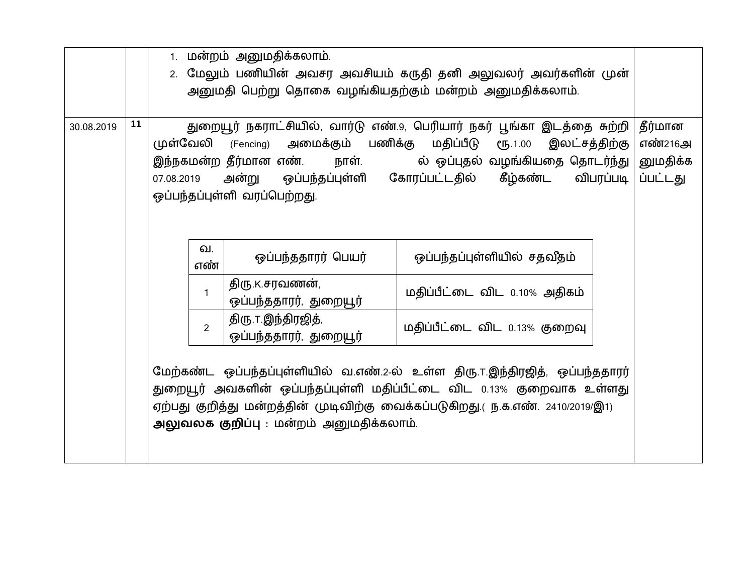| | | | |
|---|---|---|---|
| | | 1. மன்றம் அனுமதிக்கலாம்.<br>2. மேலும் பணியின் அவசர அவசியம் கருதி தனி அலுவலர் அவர்களின் முன் அனுமதி பெற்று தொகை வழங்கியதற்கும் மன்றம் அனுமதிக்கலாம். | |
| 30.08.2019 | **11** | துறையூர் நகராட்சியில், வார்டு எண்.9, பெரியார் நகர் பூங்கா இடத்தை சுற்றி முள்வேலி (Fencing) அமைக்கும் பணிக்கு மதிப்பீடு ரூ.1.00 இலட்சத்திற்கு இந்நகமன்ற தீர்மான எண். நாள். ல் ஒப்புதல் வழங்கியதை தொடர்ந்து 07.08.2019 அன்று ஒப்பந்தப்புள்ளி கோரப்பட்டதில் கீழ்கண்ட விபரப்படி ஒப்பந்தப்புள்ளி வரப்பெற்றது.<br><br>(see table below)<br><br>மேற்கண்ட ஒப்பந்தப்புள்ளியில் வ.எண்.2-ல் உள்ள திரு.T.இந்திரஜித், ஒப்பந்ததாரர் துறையூர் அவகளின் ஒப்பந்தப்புள்ளி மதிப்பீட்டை விட 0.13% குறைவாக உள்ளது ஏற்பது குறித்து மன்றத்தின் முடிவிற்கு வைக்கப்படுகிறது.( ந.க.எண். 2410/2019/இ1)<br>**அலுவலக குறிப்பு** : மன்றம் அனுமதிக்கலாம். | தீர்மான எண்216அனுமதிக்கப்பட்டது |

| வ. எண் | ஒப்பந்ததாரர் பெயர் | ஒப்பந்தப்புள்ளியில் சதவீதம் |
|---|---|---|
| 1 | திரு.K.சரவணன், ஒப்பந்ததாரர், துறையூர் | மதிப்பீட்டை விட 0.10% அதிகம் |
| 2 | திரு.T.இந்திரஜித், ஒப்பந்ததாரர், துறையூர் | மதிப்பீட்டை விட 0.13% குறைவு |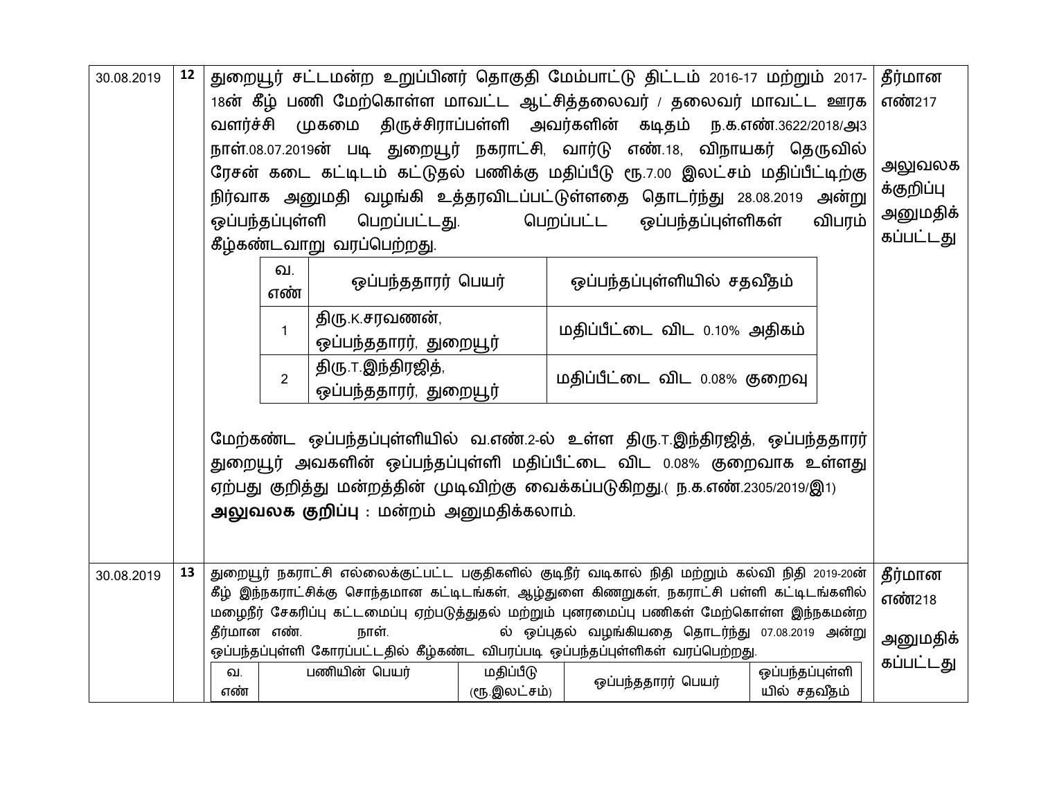| | | | |
|---|---|---|---|
| 30.08.2019 | **12** | துறையூர் சட்டமன்ற உறுப்பினர் தொகுதி மேம்பாட்டு திட்டம் 2016-17 மற்றும் 2017-18ன் கீழ் பணி மேற்கொள்ள மாவட்ட ஆட்சித்தலைவர் / தலைவர் மாவட்ட ஊரக வளர்ச்சி முகமை திருச்சிராப்பள்ளி அவர்களின் கடிதம் ந.க.எண்.3622/2018/அ3 நாள்.08.07.2019ன் படி துறையூர் நகராட்சி, வார்டு எண்.18, விநாயகர் தெருவில் ரேசன் கடை கட்டிடம் கட்டுதல் பணிக்கு மதிப்பீடு ரூ.7.00 இலட்சம் மதிப்பீட்டிற்கு நிர்வாக அனுமதி வழங்கி உத்தரவிடப்பட்டுள்ளதை தொடர்ந்து 28.08.2019 அன்று ஒப்பந்தப்புள்ளி பெறப்பட்டது. பெறப்பட்ட ஒப்பந்தப்புள்ளிகள் விபரம் கீழ்கண்டவாறு வரப்பெற்றது.<br><br>வ.எண் 1 – திரு.K.சரவணன், ஒப்பந்ததாரர், துறையூர் – மதிப்பீட்டை விட 0.10% அதிகம்<br>வ.எண் 2 – திரு.T.இந்திரஜித், ஒப்பந்ததாரர், துறையூர் – மதிப்பீட்டை விட 0.08% குறைவு<br><br>மேற்கண்ட ஒப்பந்தப்புள்ளியில் வ.எண்.2-ல் உள்ள திரு.T.இந்திரஜித், ஒப்பந்ததாரர் துறையூர் அவகளின் ஒப்பந்தப்புள்ளி மதிப்பீட்டை விட 0.08% குறைவாக உள்ளது ஏற்பது குறித்து மன்றத்தின் முடிவிற்கு வைக்கப்படுகிறது.( ந.க.எண்.2305/2019/இ1)<br>**அலுவலக குறிப்பு** : மன்றம் அனுமதிக்கலாம். | தீர்மான எண்217<br><br>அலுவலகக்குறிப்பு அனுமதிக்கப்பட்டது |
| 30.08.2019 | **13** | துறையூர் நகராட்சி எல்லைக்குட்பட்ட பகுதிகளில் குடிநீர் வடிகால் நிதி மற்றும் கல்வி நிதி 2019-20ன் கீழ் இந்நகராட்சிக்கு சொந்தமான கட்டிடங்கள், ஆழ்துளை கிணறுகள், நகராட்சி பள்ளி கட்டிடங்களில் மழைநீர் சேகரிப்பு கட்டமைப்பு ஏற்படுத்துதல் மற்றும் புனரமைப்பு பணிகள் மேற்கொள்ள இந்நகமன்ற தீர்மான எண். நாள். ல் ஒப்புதல் வழங்கியதை தொடர்ந்து 07.08.2019 அன்று ஒப்பந்தப்புள்ளி கோரப்பட்டதில் கீழ்கண்ட விபரப்படி ஒப்பந்தப்புள்ளிகள் வரப்பெற்றது.<br><br>வ.எண் \| பணியின் பெயர் \| மதிப்பீடு (ரூ.இலட்சம்) \| ஒப்பந்ததாரர் பெயர் \| ஒப்பந்தப்புள்ளியில் சதவீதம் | தீர்மான எண்218<br><br>அனுமதிக்கப்பட்டது |

| வ. எண் | ஒப்பந்ததாரர் பெயர் | ஒப்பந்தப்புள்ளியில் சதவீதம் |
|---|---|---|
| 1 | திரு.K.சரவணன், ஒப்பந்ததாரர், துறையூர் | மதிப்பீட்டை விட 0.10% அதிகம் |
| 2 | திரு.T.இந்திரஜித், ஒப்பந்ததாரர், துறையூர் | மதிப்பீட்டை விட 0.08% குறைவு |

| வ. எண் | பணியின் பெயர் | மதிப்பீடு (ரூ.இலட்சம்) | ஒப்பந்ததாரர் பெயர் | ஒப்பந்தப்புள்ளியில் சதவீதம் |
|---|---|---|---|---|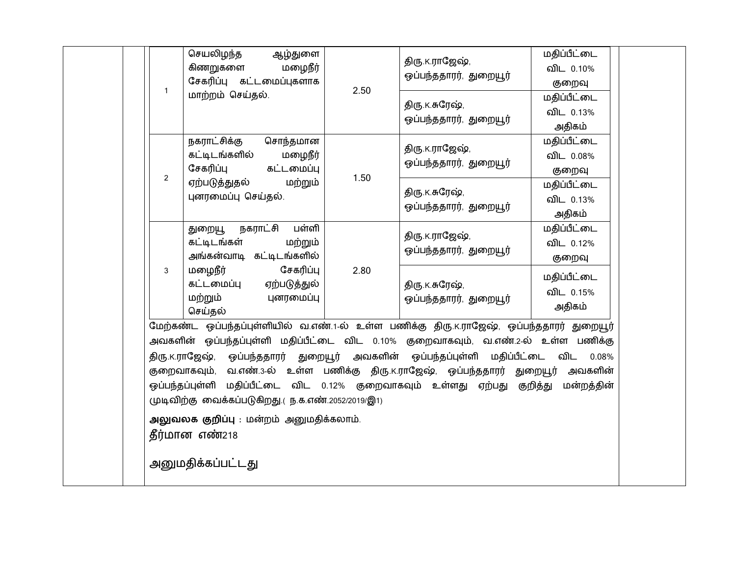| | | | | |
|---|---|---|---|---|
| 1 | செயலிழந்த ஆழ்துளை கிணறுகளை மழைநீர் சேகரிப்பு கட்டமைப்புகளாக மாற்றம் செய்தல். | 2.50 | திரு.K.ராஜேஷ், ஒப்பந்ததாரர், துறையூர் | மதிப்பீட்டை விட 0.10% குறைவு |
| | | | திரு.K.சுரேஷ், ஒப்பந்ததாரர், துறையூர் | மதிப்பீட்டை விட 0.13% அதிகம் |
| 2 | நகராட்சிக்கு சொந்தமான கட்டிடங்களில் மழைநீர் சேகரிப்பு கட்டமைப்பு ஏற்படுத்துதல் மற்றும் புனரமைப்பு செய்தல். | 1.50 | திரு.K.ராஜேஷ், ஒப்பந்ததாரர், துறையூர் | மதிப்பீட்டை விட 0.08% குறைவு |
| | | | திரு.K.சுரேஷ், ஒப்பந்ததாரர், துறையூர் | மதிப்பீட்டை விட 0.13% அதிகம் |
| 3 | துறையூ நகராட்சி பள்ளி கட்டிடங்கள் மற்றும் அங்கன்வாடி கட்டிடங்களில் மழைநீர் சேகரிப்பு கட்டமைப்பு ஏற்படுத்துல் மற்றும் புனரமைப்பு செய்தல் | 2.80 | திரு.K.ராஜேஷ், ஒப்பந்ததாரர், துறையூர் | மதிப்பீட்டை விட 0.12% குறைவு |
| | | | திரு.K.சுரேஷ், ஒப்பந்ததாரர், துறையூர் | மதிப்பீட்டை விட 0.15% அதிகம் |

மேற்கண்ட ஒப்பந்தப்புள்ளியில் வ.எண்.1-ல் உள்ள பணிக்கு திரு.K.ராஜேஷ், ஒப்பந்ததாரர் துறையூர் அவகளின் ஒப்பந்தப்புள்ளி மதிப்பீட்டை விட 0.10% குறைவாகவும், வ.எண்.2-ல் உள்ள பணிக்கு திரு.K.ராஜேஷ், ஒப்பந்ததாரர் துறையூர் அவகளின் ஒப்பந்தப்புள்ளி மதிப்பீட்டை விட 0.08% குறைவாகவும், வ.எண்.3-ல் உள்ள பணிக்கு திரு.K.ராஜேஷ், ஒப்பந்ததாரர் துறையூர் அவகளின் ஒப்பந்தப்புள்ளி மதிப்பீட்டை விட 0.12% குறைவாகவும் உள்ளது ஏற்பது குறித்து மன்றத்தின் முடிவிற்கு வைக்கப்படுகிறது.( ந.க.எண்.2052/2019/இ1)

**அலுவலக குறிப்பு** : மன்றம் அனுமதிக்கலாம்.

**தீர்மான எண்**218

அனுமதிக்கப்பட்டது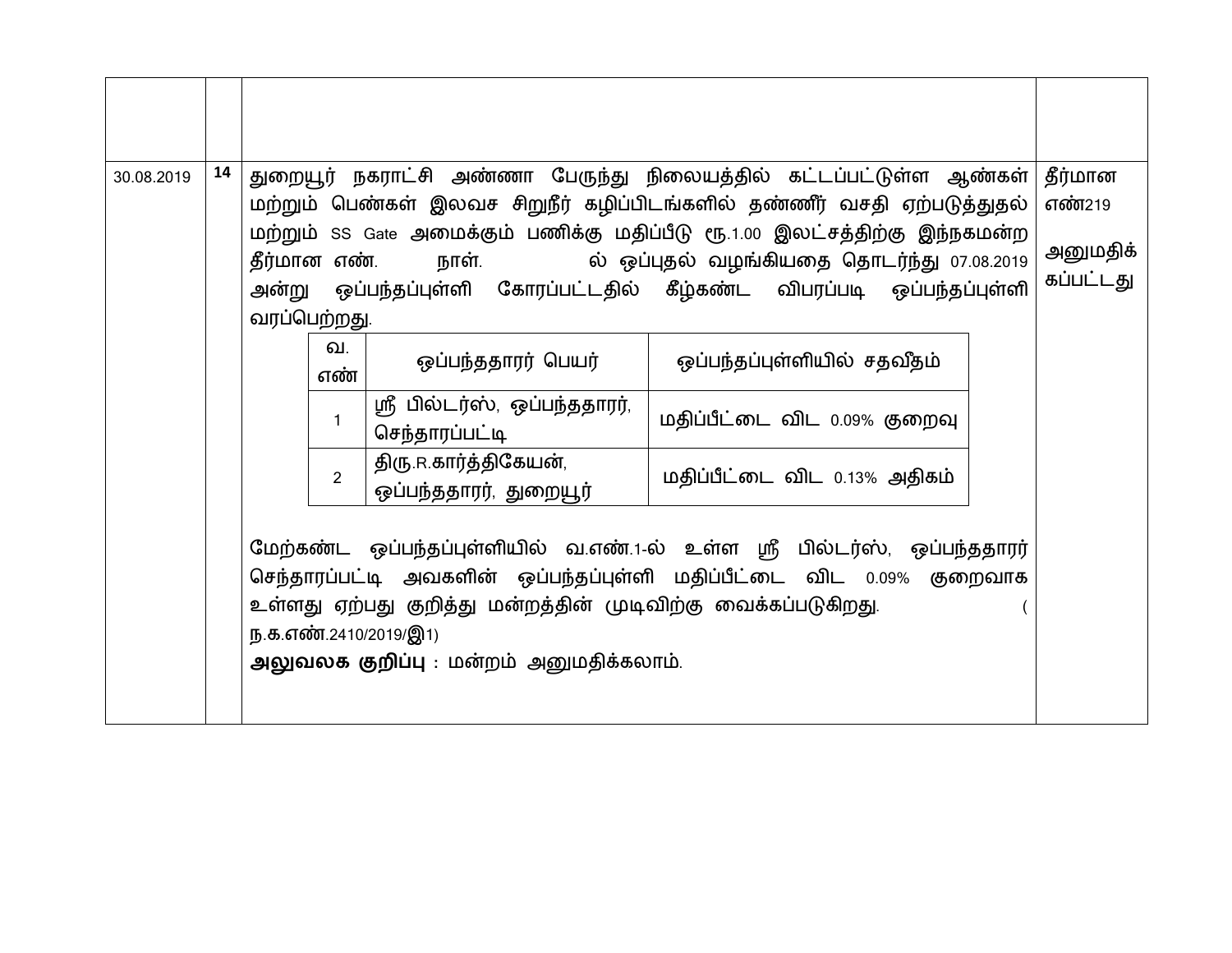| | | | |
|---|---|---|---|
| | | | |
| 30.08.2019 | **14** | துறையூர் நகராட்சி அண்ணா பேருந்து நிலையத்தில் கட்டப்பட்டுள்ள ஆண்கள் மற்றும் பெண்கள் இலவச சிறுநீர் கழிப்பிடங்களில் தண்ணீர் வசதி ஏற்படுத்துதல் மற்றும் SS Gate அமைக்கும் பணிக்கு மதிப்பீடு ரூ.1.00 இலட்சத்திற்கு இந்நகமன்ற தீர்மான எண். நாள். ல் ஒப்புதல் வழங்கியதை தொடர்ந்து 07.08.2019 அன்று ஒப்பந்தப்புள்ளி கோரப்பட்டதில் கீழ்கண்ட விபரப்படி ஒப்பந்தப்புள்ளி வரப்பெற்றது.<br><br>(வ. எண் – ஒப்பந்ததாரர் பெயர் – ஒப்பந்தப்புள்ளியில் சதவீதம்)<br>1 – ஸ்ரீ பில்டர்ஸ், ஒப்பந்ததாரர், செந்தாரப்பட்டி – மதிப்பீட்டை விட 0.09% குறைவு<br>2 – திரு.R.கார்த்திகேயன், ஒப்பந்ததாரர், துறையூர் – மதிப்பீட்டை விட 0.13% அதிகம்<br><br>மேற்கண்ட ஒப்பந்தப்புள்ளியில் வ.எண்.1-ல் உள்ள ஸ்ரீ பில்டர்ஸ், ஒப்பந்ததாரர் செந்தாரப்பட்டி அவகளின் ஒப்பந்தப்புள்ளி மதிப்பீட்டை விட 0.09% குறைவாக உள்ளது ஏற்பது குறித்து மன்றத்தின் முடிவிற்கு வைக்கப்படுகிறது. (ந.க.எண்.2410/2019/இ1)<br>**அலுவலக குறிப்பு** : மன்றம் அனுமதிக்கலாம். | தீர்மான எண்219<br><br>அனுமதிக் கப்பட்டது |

| வ. எண் | ஒப்பந்ததாரர் பெயர் | ஒப்பந்தப்புள்ளியில் சதவீதம் |
|---|---|---|
| 1 | ஸ்ரீ பில்டர்ஸ், ஒப்பந்ததாரர், செந்தாரப்பட்டி | மதிப்பீட்டை விட 0.09% குறைவு |
| 2 | திரு.R.கார்த்திகேயன், ஒப்பந்ததாரர், துறையூர் | மதிப்பீட்டை விட 0.13% அதிகம் |